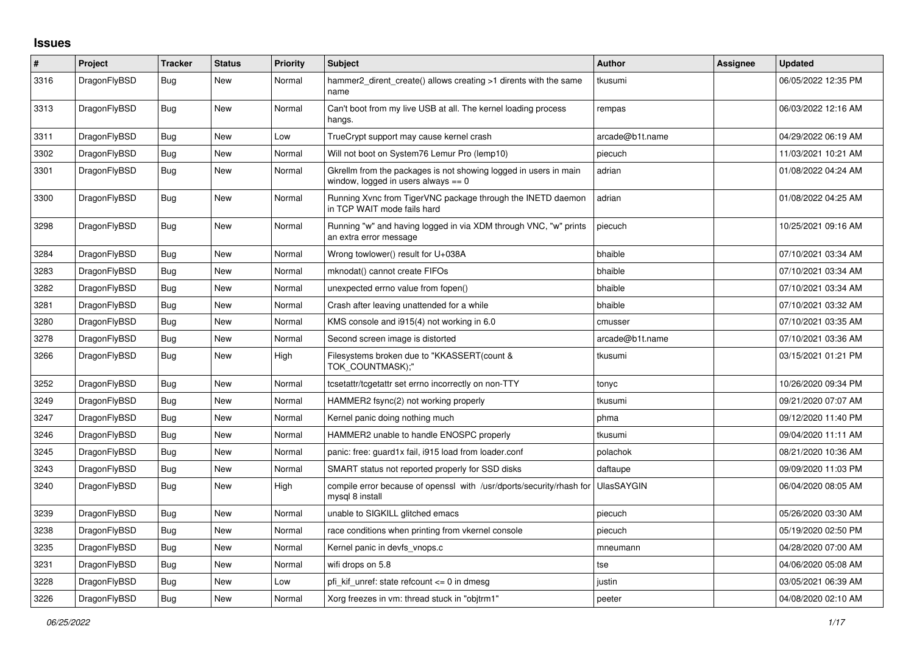## Issues

| # | Project | Tracker | Status | Priority | Subject | Author | Assignee | Updated |
|---|---|---|---|---|---|---|---|---|
| 3316 | DragonFlyBSD | Bug | New | Normal | hammer2_dirent_create() allows creating >1 dirents with the same name | tkusumi | | 06/05/2022 12:35 PM |
| 3313 | DragonFlyBSD | Bug | New | Normal | Can't boot from my live USB at all. The kernel loading process hangs. | rempas | | 06/03/2022 12:16 AM |
| 3311 | DragonFlyBSD | Bug | New | Low | TrueCrypt support may cause kernel crash | arcade@b1t.name | | 04/29/2022 06:19 AM |
| 3302 | DragonFlyBSD | Bug | New | Normal | Will not boot on System76 Lemur Pro (lemp10) | piecuch | | 11/03/2021 10:21 AM |
| 3301 | DragonFlyBSD | Bug | New | Normal | Gkrellm from the packages is not showing logged in users in main window, logged in users always == 0 | adrian | | 01/08/2022 04:24 AM |
| 3300 | DragonFlyBSD | Bug | New | Normal | Running Xvnc from TigerVNC package through the INETD daemon in TCP WAIT mode fails hard | adrian | | 01/08/2022 04:25 AM |
| 3298 | DragonFlyBSD | Bug | New | Normal | Running "w" and having logged in via XDM through VNC, "w" prints an extra error message | piecuch | | 10/25/2021 09:16 AM |
| 3284 | DragonFlyBSD | Bug | New | Normal | Wrong towlower() result for U+038A | bhaible | | 07/10/2021 03:34 AM |
| 3283 | DragonFlyBSD | Bug | New | Normal | mknodat() cannot create FIFOs | bhaible | | 07/10/2021 03:34 AM |
| 3282 | DragonFlyBSD | Bug | New | Normal | unexpected errno value from fopen() | bhaible | | 07/10/2021 03:34 AM |
| 3281 | DragonFlyBSD | Bug | New | Normal | Crash after leaving unattended for a while | bhaible | | 07/10/2021 03:32 AM |
| 3280 | DragonFlyBSD | Bug | New | Normal | KMS console and i915(4) not working in 6.0 | cmusser | | 07/10/2021 03:35 AM |
| 3278 | DragonFlyBSD | Bug | New | Normal | Second screen image is distorted | arcade@b1t.name | | 07/10/2021 03:36 AM |
| 3266 | DragonFlyBSD | Bug | New | High | Filesystems broken due to "KKASSERT(count & TOK_COUNTMASK);" | tkusumi | | 03/15/2021 01:21 PM |
| 3252 | DragonFlyBSD | Bug | New | Normal | tcsetattr/tcgetattr set errno incorrectly on non-TTY | tonyc | | 10/26/2020 09:34 PM |
| 3249 | DragonFlyBSD | Bug | New | Normal | HAMMER2 fsync(2) not working properly | tkusumi | | 09/21/2020 07:07 AM |
| 3247 | DragonFlyBSD | Bug | New | Normal | Kernel panic doing nothing much | phma | | 09/12/2020 11:40 PM |
| 3246 | DragonFlyBSD | Bug | New | Normal | HAMMER2 unable to handle ENOSPC properly | tkusumi | | 09/04/2020 11:11 AM |
| 3245 | DragonFlyBSD | Bug | New | Normal | panic: free: guard1x fail, i915 load from loader.conf | polachok | | 08/21/2020 10:36 AM |
| 3243 | DragonFlyBSD | Bug | New | Normal | SMART status not reported properly for SSD disks | daftaupe | | 09/09/2020 11:03 PM |
| 3240 | DragonFlyBSD | Bug | New | High | compile error because of openssl with /usr/dports/security/rhash for mysql 8 install | UlasSAYGIN | | 06/04/2020 08:05 AM |
| 3239 | DragonFlyBSD | Bug | New | Normal | unable to SIGKILL glitched emacs | piecuch | | 05/26/2020 03:30 AM |
| 3238 | DragonFlyBSD | Bug | New | Normal | race conditions when printing from vkernel console | piecuch | | 05/19/2020 02:50 PM |
| 3235 | DragonFlyBSD | Bug | New | Normal | Kernel panic in devfs_vnops.c | mneumann | | 04/28/2020 07:00 AM |
| 3231 | DragonFlyBSD | Bug | New | Normal | wifi drops on 5.8 | tse | | 04/06/2020 05:08 AM |
| 3228 | DragonFlyBSD | Bug | New | Low | pfi_kif_unref: state refcount <= 0 in dmesg | justin | | 03/05/2021 06:39 AM |
| 3226 | DragonFlyBSD | Bug | New | Normal | Xorg freezes in vm: thread stuck in "objtrm1" | peeter | | 04/08/2020 02:10 AM |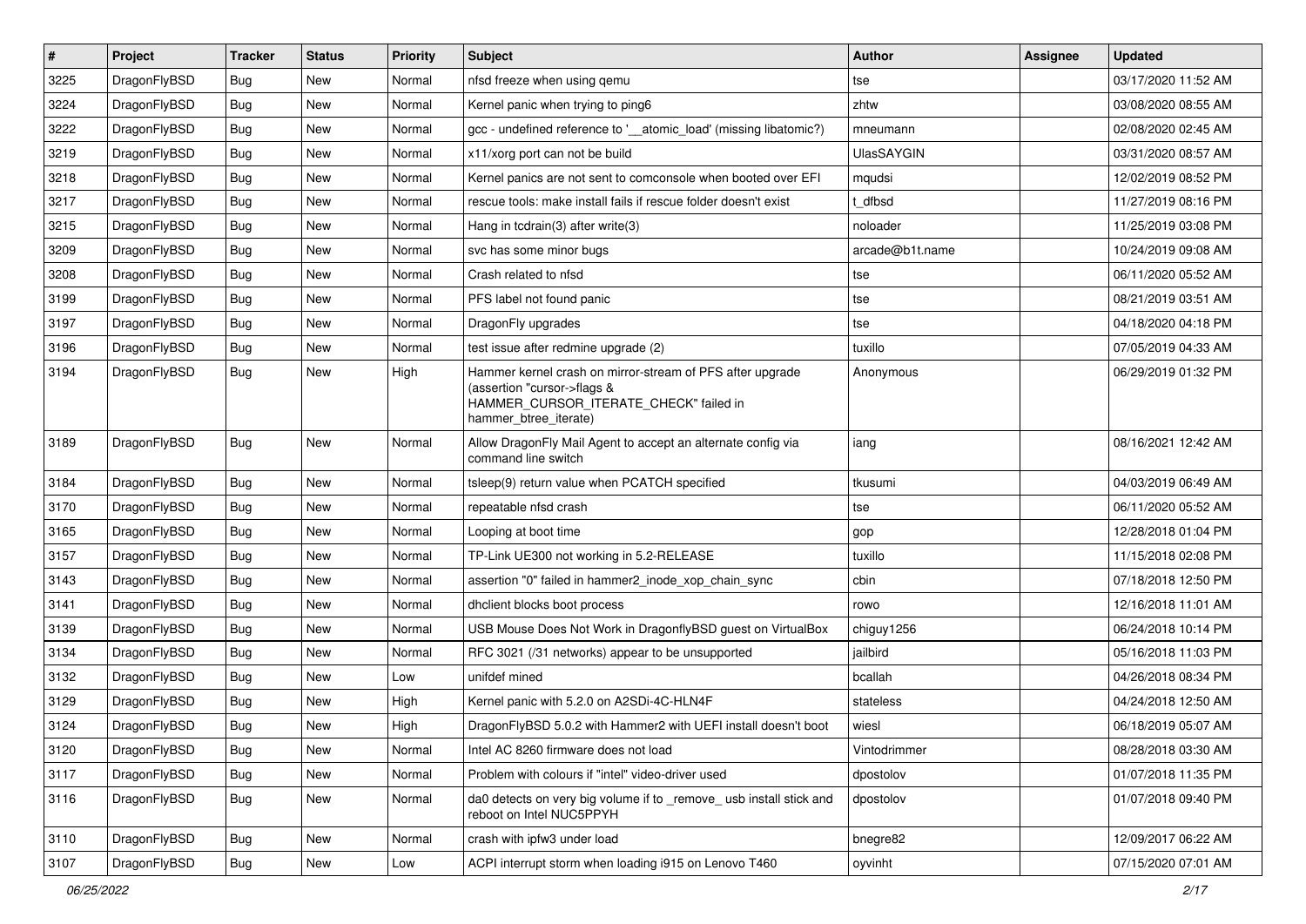| # | Project | Tracker | Status | Priority | Subject | Author | Assignee | Updated |
|---|---|---|---|---|---|---|---|---|
| 3225 | DragonFlyBSD | Bug | New | Normal | nfsd freeze when using qemu | tse | | 03/17/2020 11:52 AM |
| 3224 | DragonFlyBSD | Bug | New | Normal | Kernel panic when trying to ping6 | zhtw | | 03/08/2020 08:55 AM |
| 3222 | DragonFlyBSD | Bug | New | Normal | gcc - undefined reference to '__atomic_load' (missing libatomic?) | mneumann | | 02/08/2020 02:45 AM |
| 3219 | DragonFlyBSD | Bug | New | Normal | x11/xorg port can not be build | UlasSAYGIN | | 03/31/2020 08:57 AM |
| 3218 | DragonFlyBSD | Bug | New | Normal | Kernel panics are not sent to comconsole when booted over EFI | mqudsi | | 12/02/2019 08:52 PM |
| 3217 | DragonFlyBSD | Bug | New | Normal | rescue tools: make install fails if rescue folder doesn't exist | t_dfbsd | | 11/27/2019 08:16 PM |
| 3215 | DragonFlyBSD | Bug | New | Normal | Hang in tcdrain(3) after write(3) | noloader | | 11/25/2019 03:08 PM |
| 3209 | DragonFlyBSD | Bug | New | Normal | svc has some minor bugs | arcade@b1t.name | | 10/24/2019 09:08 AM |
| 3208 | DragonFlyBSD | Bug | New | Normal | Crash related to nfsd | tse | | 06/11/2020 05:52 AM |
| 3199 | DragonFlyBSD | Bug | New | Normal | PFS label not found panic | tse | | 08/21/2019 03:51 AM |
| 3197 | DragonFlyBSD | Bug | New | Normal | DragonFly upgrades | tse | | 04/18/2020 04:18 PM |
| 3196 | DragonFlyBSD | Bug | New | Normal | test issue after redmine upgrade (2) | tuxillo | | 07/05/2019 04:33 AM |
| 3194 | DragonFlyBSD | Bug | New | High | Hammer kernel crash on mirror-stream of PFS after upgrade (assertion "cursor->flags & HAMMER_CURSOR_ITERATE_CHECK" failed in hammer_btree_iterate) | Anonymous | | 06/29/2019 01:32 PM |
| 3189 | DragonFlyBSD | Bug | New | Normal | Allow DragonFly Mail Agent to accept an alternate config via command line switch | iang | | 08/16/2021 12:42 AM |
| 3184 | DragonFlyBSD | Bug | New | Normal | tsleep(9) return value when PCATCH specified | tkusumi | | 04/03/2019 06:49 AM |
| 3170 | DragonFlyBSD | Bug | New | Normal | repeatable nfsd crash | tse | | 06/11/2020 05:52 AM |
| 3165 | DragonFlyBSD | Bug | New | Normal | Looping at boot time | gop | | 12/28/2018 01:04 PM |
| 3157 | DragonFlyBSD | Bug | New | Normal | TP-Link UE300 not working in 5.2-RELEASE | tuxillo | | 11/15/2018 02:08 PM |
| 3143 | DragonFlyBSD | Bug | New | Normal | assertion "0" failed in hammer2_inode_xop_chain_sync | cbin | | 07/18/2018 12:50 PM |
| 3141 | DragonFlyBSD | Bug | New | Normal | dhclient blocks boot process | rowo | | 12/16/2018 11:01 AM |
| 3139 | DragonFlyBSD | Bug | New | Normal | USB Mouse Does Not Work in DragonflyBSD guest on VirtualBox | chiguy1256 | | 06/24/2018 10:14 PM |
| 3134 | DragonFlyBSD | Bug | New | Normal | RFC 3021 (/31 networks) appear to be unsupported | jailbird | | 05/16/2018 11:03 PM |
| 3132 | DragonFlyBSD | Bug | New | Low | unifdef mined | bcallah | | 04/26/2018 08:34 PM |
| 3129 | DragonFlyBSD | Bug | New | High | Kernel panic with 5.2.0 on A2SDi-4C-HLN4F | stateless | | 04/24/2018 12:50 AM |
| 3124 | DragonFlyBSD | Bug | New | High | DragonFlyBSD 5.0.2 with Hammer2 with UEFI install doesn't boot | wiesl | | 06/18/2019 05:07 AM |
| 3120 | DragonFlyBSD | Bug | New | Normal | Intel AC 8260 firmware does not load | Vintodrimmer | | 08/28/2018 03:30 AM |
| 3117 | DragonFlyBSD | Bug | New | Normal | Problem with colours if "intel" video-driver used | dpostolov | | 01/07/2018 11:35 PM |
| 3116 | DragonFlyBSD | Bug | New | Normal | da0 detects on very big volume if to _remove_ usb install stick and reboot on Intel NUC5PPYH | dpostolov | | 01/07/2018 09:40 PM |
| 3110 | DragonFlyBSD | Bug | New | Normal | crash with ipfw3 under load | bnegre82 | | 12/09/2017 06:22 AM |
| 3107 | DragonFlyBSD | Bug | New | Low | ACPI interrupt storm when loading i915 on Lenovo T460 | oyvinht | | 07/15/2020 07:01 AM |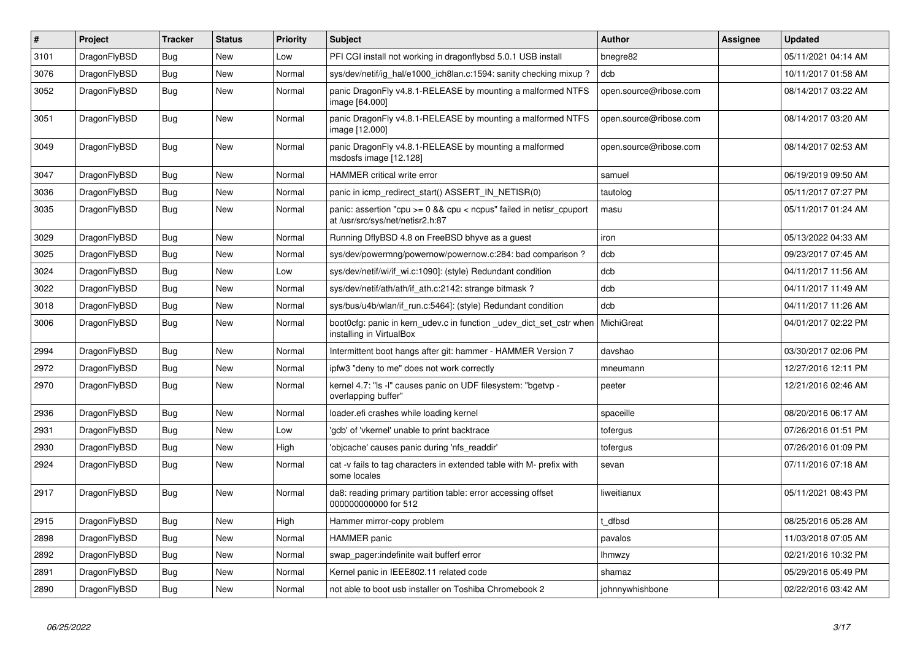| # | Project | Tracker | Status | Priority | Subject | Author | Assignee | Updated |
|---|---|---|---|---|---|---|---|---|
| 3101 | DragonFlyBSD | Bug | New | Low | PFI CGI install not working in dragonflybsd 5.0.1 USB install | bnegre82 | | 05/11/2021 04:14 AM |
| 3076 | DragonFlyBSD | Bug | New | Normal | sys/dev/netif/ig_hal/e1000_ich8lan.c:1594: sanity checking mixup ? | dcb | | 10/11/2017 01:58 AM |
| 3052 | DragonFlyBSD | Bug | New | Normal | panic DragonFly v4.8.1-RELEASE by mounting a malformed NTFS image [64.000] | open.source@ribose.com | | 08/14/2017 03:22 AM |
| 3051 | DragonFlyBSD | Bug | New | Normal | panic DragonFly v4.8.1-RELEASE by mounting a malformed NTFS image [12.000] | open.source@ribose.com | | 08/14/2017 03:20 AM |
| 3049 | DragonFlyBSD | Bug | New | Normal | panic DragonFly v4.8.1-RELEASE by mounting a malformed msdosfs image [12.128] | open.source@ribose.com | | 08/14/2017 02:53 AM |
| 3047 | DragonFlyBSD | Bug | New | Normal | HAMMER critical write error | samuel | | 06/19/2019 09:50 AM |
| 3036 | DragonFlyBSD | Bug | New | Normal | panic in icmp_redirect_start() ASSERT_IN_NETISR(0) | tautolog | | 05/11/2017 07:27 PM |
| 3035 | DragonFlyBSD | Bug | New | Normal | panic: assertion "cpu >= 0 && cpu < ncpus" failed in netisr_cpuport at /usr/src/sys/net/netisr2.h:87 | masu | | 05/11/2017 01:24 AM |
| 3029 | DragonFlyBSD | Bug | New | Normal | Running DflyBSD 4.8 on FreeBSD bhyve as a guest | iron | | 05/13/2022 04:33 AM |
| 3025 | DragonFlyBSD | Bug | New | Normal | sys/dev/powermng/powernow/powernow.c:284: bad comparison ? | dcb | | 09/23/2017 07:45 AM |
| 3024 | DragonFlyBSD | Bug | New | Low | sys/dev/netif/wi/if_wi.c:1090]: (style) Redundant condition | dcb | | 04/11/2017 11:56 AM |
| 3022 | DragonFlyBSD | Bug | New | Normal | sys/dev/netif/ath/ath/if_ath.c:2142: strange bitmask ? | dcb | | 04/11/2017 11:49 AM |
| 3018 | DragonFlyBSD | Bug | New | Normal | sys/bus/u4b/wlan/if_run.c:5464]: (style) Redundant condition | dcb | | 04/11/2017 11:26 AM |
| 3006 | DragonFlyBSD | Bug | New | Normal | boot0cfg: panic in kern_udev.c in function _udev_dict_set_cstr when installing in VirtualBox | MichiGreat | | 04/01/2017 02:22 PM |
| 2994 | DragonFlyBSD | Bug | New | Normal | Intermittent boot hangs after git: hammer - HAMMER Version 7 | davshao | | 03/30/2017 02:06 PM |
| 2972 | DragonFlyBSD | Bug | New | Normal | ipfw3 "deny to me" does not work correctly | mneumann | | 12/27/2016 12:11 PM |
| 2970 | DragonFlyBSD | Bug | New | Normal | kernel 4.7: "ls -l" causes panic on UDF filesystem: "bgetvp - overlapping buffer" | peeter | | 12/21/2016 02:46 AM |
| 2936 | DragonFlyBSD | Bug | New | Normal | loader.efi crashes while loading kernel | spaceille | | 08/20/2016 06:17 AM |
| 2931 | DragonFlyBSD | Bug | New | Low | 'gdb' of 'vkernel' unable to print backtrace | tofergus | | 07/26/2016 01:51 PM |
| 2930 | DragonFlyBSD | Bug | New | High | 'objcache' causes panic during 'nfs_readdir' | tofergus | | 07/26/2016 01:09 PM |
| 2924 | DragonFlyBSD | Bug | New | Normal | cat -v fails to tag characters in extended table with M- prefix with some locales | sevan | | 07/11/2016 07:18 AM |
| 2917 | DragonFlyBSD | Bug | New | Normal | da8: reading primary partition table: error accessing offset 000000000000 for 512 | liweitianux | | 05/11/2021 08:43 PM |
| 2915 | DragonFlyBSD | Bug | New | High | Hammer mirror-copy problem | t_dfbsd | | 08/25/2016 05:28 AM |
| 2898 | DragonFlyBSD | Bug | New | Normal | HAMMER panic | pavalos | | 11/03/2018 07:05 AM |
| 2892 | DragonFlyBSD | Bug | New | Normal | swap_pager:indefinite wait bufferf error | lhmwzy | | 02/21/2016 10:32 PM |
| 2891 | DragonFlyBSD | Bug | New | Normal | Kernel panic in IEEE802.11 related code | shamaz | | 05/29/2016 05:49 PM |
| 2890 | DragonFlyBSD | Bug | New | Normal | not able to boot usb installer on Toshiba Chromebook 2 | johnnywhishbone | | 02/22/2016 03:42 AM |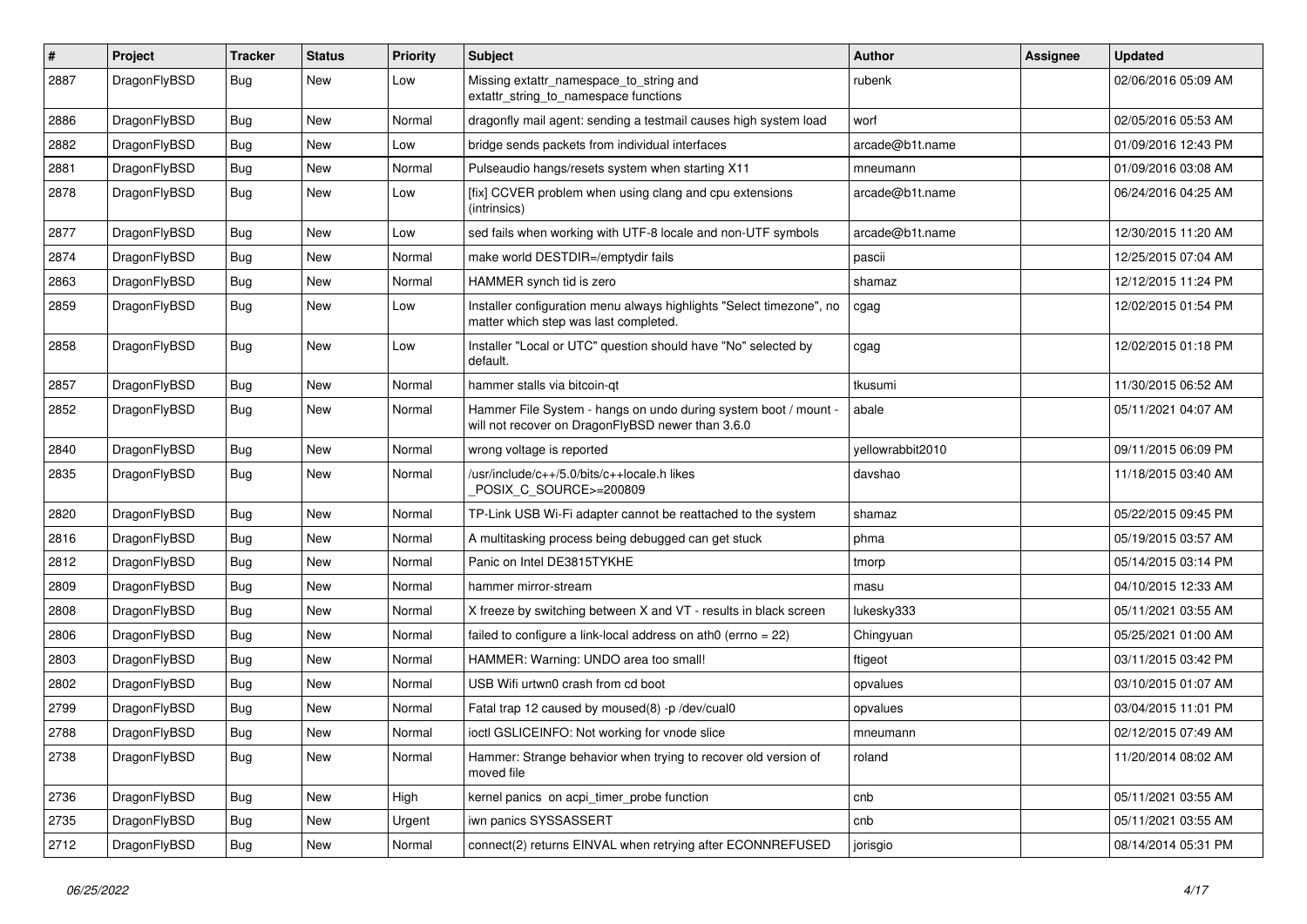| # | Project | Tracker | Status | Priority | Subject | Author | Assignee | Updated |
|---|---|---|---|---|---|---|---|---|
| 2887 | DragonFlyBSD | Bug | New | Low | Missing extattr_namespace_to_string and extattr_string_to_namespace functions | rubenk | | 02/06/2016 05:09 AM |
| 2886 | DragonFlyBSD | Bug | New | Normal | dragonfly mail agent: sending a testmail causes high system load | worf | | 02/05/2016 05:53 AM |
| 2882 | DragonFlyBSD | Bug | New | Low | bridge sends packets from individual interfaces | arcade@b1t.name | | 01/09/2016 12:43 PM |
| 2881 | DragonFlyBSD | Bug | New | Normal | Pulseaudio hangs/resets system when starting X11 | mneumann | | 01/09/2016 03:08 AM |
| 2878 | DragonFlyBSD | Bug | New | Low | [fix] CCVER problem when using clang and cpu extensions (intrinsics) | arcade@b1t.name | | 06/24/2016 04:25 AM |
| 2877 | DragonFlyBSD | Bug | New | Low | sed fails when working with UTF-8 locale and non-UTF symbols | arcade@b1t.name | | 12/30/2015 11:20 AM |
| 2874 | DragonFlyBSD | Bug | New | Normal | make world DESTDIR=/emptydir fails | pascii | | 12/25/2015 07:04 AM |
| 2863 | DragonFlyBSD | Bug | New | Normal | HAMMER synch tid is zero | shamaz | | 12/12/2015 11:24 PM |
| 2859 | DragonFlyBSD | Bug | New | Low | Installer configuration menu always highlights "Select timezone", no matter which step was last completed. | cgag | | 12/02/2015 01:54 PM |
| 2858 | DragonFlyBSD | Bug | New | Low | Installer "Local or UTC" question should have "No" selected by default. | cgag | | 12/02/2015 01:18 PM |
| 2857 | DragonFlyBSD | Bug | New | Normal | hammer stalls via bitcoin-qt | tkusumi | | 11/30/2015 06:52 AM |
| 2852 | DragonFlyBSD | Bug | New | Normal | Hammer File System - hangs on undo during system boot / mount - will not recover on DragonFlyBSD newer than 3.6.0 | abale | | 05/11/2021 04:07 AM |
| 2840 | DragonFlyBSD | Bug | New | Normal | wrong voltage is reported | yellowrabbit2010 | | 09/11/2015 06:09 PM |
| 2835 | DragonFlyBSD | Bug | New | Normal | /usr/include/c++/5.0/bits/c++locale.h likes _POSIX_C_SOURCE>=200809 | davshao | | 11/18/2015 03:40 AM |
| 2820 | DragonFlyBSD | Bug | New | Normal | TP-Link USB Wi-Fi adapter cannot be reattached to the system | shamaz | | 05/22/2015 09:45 PM |
| 2816 | DragonFlyBSD | Bug | New | Normal | A multitasking process being debugged can get stuck | phma | | 05/19/2015 03:57 AM |
| 2812 | DragonFlyBSD | Bug | New | Normal | Panic on Intel DE3815TYKHE | tmorp | | 05/14/2015 03:14 PM |
| 2809 | DragonFlyBSD | Bug | New | Normal | hammer mirror-stream | masu | | 04/10/2015 12:33 AM |
| 2808 | DragonFlyBSD | Bug | New | Normal | X freeze by switching between X and VT - results in black screen | lukesky333 | | 05/11/2021 03:55 AM |
| 2806 | DragonFlyBSD | Bug | New | Normal | failed to configure a link-local address on ath0 (errno = 22) | Chingyuan | | 05/25/2021 01:00 AM |
| 2803 | DragonFlyBSD | Bug | New | Normal | HAMMER: Warning: UNDO area too small! | ftigeot | | 03/11/2015 03:42 PM |
| 2802 | DragonFlyBSD | Bug | New | Normal | USB Wifi urtwn0 crash from cd boot | opvalues | | 03/10/2015 01:07 AM |
| 2799 | DragonFlyBSD | Bug | New | Normal | Fatal trap 12 caused by moused(8) -p /dev/cual0 | opvalues | | 03/04/2015 11:01 PM |
| 2788 | DragonFlyBSD | Bug | New | Normal | ioctl GSLICEINFO: Not working for vnode slice | mneumann | | 02/12/2015 07:49 AM |
| 2738 | DragonFlyBSD | Bug | New | Normal | Hammer: Strange behavior when trying to recover old version of moved file | roland | | 11/20/2014 08:02 AM |
| 2736 | DragonFlyBSD | Bug | New | High | kernel panics on acpi_timer_probe function | cnb | | 05/11/2021 03:55 AM |
| 2735 | DragonFlyBSD | Bug | New | Urgent | iwn panics SYSSASSERT | cnb | | 05/11/2021 03:55 AM |
| 2712 | DragonFlyBSD | Bug | New | Normal | connect(2) returns EINVAL when retrying after ECONNREFUSED | jorisgio | | 08/14/2014 05:31 PM |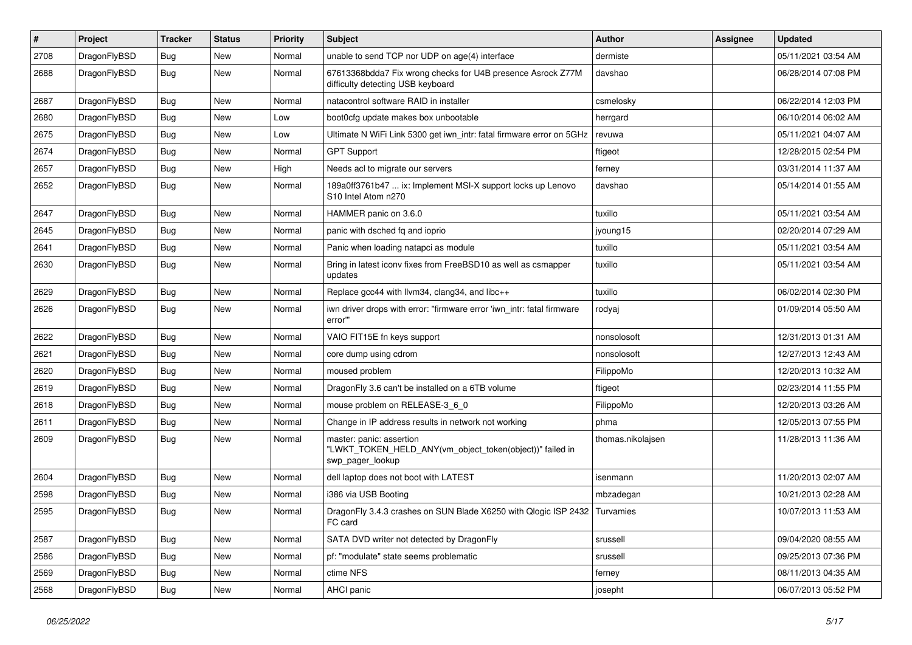| # | Project | Tracker | Status | Priority | Subject | Author | Assignee | Updated |
|---|---|---|---|---|---|---|---|---|
| 2708 | DragonFlyBSD | Bug | New | Normal | unable to send TCP nor UDP on age(4) interface | dermiste | | 05/11/2021 03:54 AM |
| 2688 | DragonFlyBSD | Bug | New | Normal | 67613368bdda7 Fix wrong checks for U4B presence Asrock Z77M difficulty detecting USB keyboard | davshao | | 06/28/2014 07:08 PM |
| 2687 | DragonFlyBSD | Bug | New | Normal | natacontrol software RAID in installer | csmelosky | | 06/22/2014 12:03 PM |
| 2680 | DragonFlyBSD | Bug | New | Low | boot0cfg update makes box unbootable | herrgard | | 06/10/2014 06:02 AM |
| 2675 | DragonFlyBSD | Bug | New | Low | Ultimate N WiFi Link 5300 get iwn_intr: fatal firmware error on 5GHz | revuwa | | 05/11/2021 04:07 AM |
| 2674 | DragonFlyBSD | Bug | New | Normal | GPT Support | ftigeot | | 12/28/2015 02:54 PM |
| 2657 | DragonFlyBSD | Bug | New | High | Needs acl to migrate our servers | ferney | | 03/31/2014 11:37 AM |
| 2652 | DragonFlyBSD | Bug | New | Normal | 189a0ff3761b47 ... ix: Implement MSI-X support locks up Lenovo S10 Intel Atom n270 | davshao | | 05/14/2014 01:55 AM |
| 2647 | DragonFlyBSD | Bug | New | Normal | HAMMER panic on 3.6.0 | tuxillo | | 05/11/2021 03:54 AM |
| 2645 | DragonFlyBSD | Bug | New | Normal | panic with dsched fq and ioprio | jyoung15 | | 02/20/2014 07:29 AM |
| 2641 | DragonFlyBSD | Bug | New | Normal | Panic when loading natapci as module | tuxillo | | 05/11/2021 03:54 AM |
| 2630 | DragonFlyBSD | Bug | New | Normal | Bring in latest iconv fixes from FreeBSD10 as well as csmapper updates | tuxillo | | 05/11/2021 03:54 AM |
| 2629 | DragonFlyBSD | Bug | New | Normal | Replace gcc44 with llvm34, clang34, and libc++ | tuxillo | | 06/02/2014 02:30 PM |
| 2626 | DragonFlyBSD | Bug | New | Normal | iwn driver drops with error: "firmware error 'iwn_intr: fatal firmware error'" | rodyaj | | 01/09/2014 05:50 AM |
| 2622 | DragonFlyBSD | Bug | New | Normal | VAIO FIT15E fn keys support | nonsolosoft | | 12/31/2013 01:31 AM |
| 2621 | DragonFlyBSD | Bug | New | Normal | core dump using cdrom | nonsolosoft | | 12/27/2013 12:43 AM |
| 2620 | DragonFlyBSD | Bug | New | Normal | moused problem | FilippoMo | | 12/20/2013 10:32 AM |
| 2619 | DragonFlyBSD | Bug | New | Normal | DragonFly 3.6 can't be installed on a 6TB volume | ftigeot | | 02/23/2014 11:55 PM |
| 2618 | DragonFlyBSD | Bug | New | Normal | mouse problem on RELEASE-3_6_0 | FilippoMo | | 12/20/2013 03:26 AM |
| 2611 | DragonFlyBSD | Bug | New | Normal | Change in IP address results in network not working | phma | | 12/05/2013 07:55 PM |
| 2609 | DragonFlyBSD | Bug | New | Normal | master: panic: assertion "LWKT_TOKEN_HELD_ANY(vm_object_token(object))" failed in swp_pager_lookup | thomas.nikolajsen | | 11/28/2013 11:36 AM |
| 2604 | DragonFlyBSD | Bug | New | Normal | dell laptop does not boot with LATEST | isenmann | | 11/20/2013 02:07 AM |
| 2598 | DragonFlyBSD | Bug | New | Normal | i386 via USB Booting | mbzadegan | | 10/21/2013 02:28 AM |
| 2595 | DragonFlyBSD | Bug | New | Normal | DragonFly 3.4.3 crashes on SUN Blade X6250 with Qlogic ISP 2432 FC card | Turvamies | | 10/07/2013 11:53 AM |
| 2587 | DragonFlyBSD | Bug | New | Normal | SATA DVD writer not detected by DragonFly | srussell | | 09/04/2020 08:55 AM |
| 2586 | DragonFlyBSD | Bug | New | Normal | pf: "modulate" state seems problematic | srussell | | 09/25/2013 07:36 PM |
| 2569 | DragonFlyBSD | Bug | New | Normal | ctime NFS | ferney | | 08/11/2013 04:35 AM |
| 2568 | DragonFlyBSD | Bug | New | Normal | AHCI panic | josepht | | 06/07/2013 05:52 PM |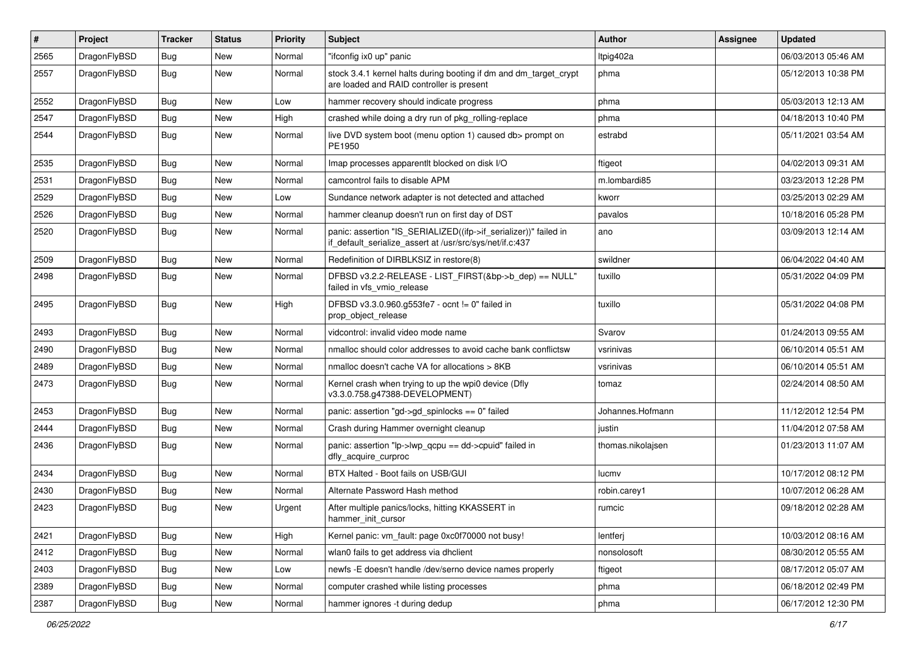| # | Project | Tracker | Status | Priority | Subject | Author | Assignee | Updated |
|---|---|---|---|---|---|---|---|---|
| 2565 | DragonFlyBSD | Bug | New | Normal | "ifconfig ix0 up" panic | ltpig402a | | 06/03/2013 05:46 AM |
| 2557 | DragonFlyBSD | Bug | New | Normal | stock 3.4.1 kernel halts during booting if dm and dm_target_crypt are loaded and RAID controller is present | phma | | 05/12/2013 10:38 PM |
| 2552 | DragonFlyBSD | Bug | New | Low | hammer recovery should indicate progress | phma | | 05/03/2013 12:13 AM |
| 2547 | DragonFlyBSD | Bug | New | High | crashed while doing a dry run of pkg_rolling-replace | phma | | 04/18/2013 10:40 PM |
| 2544 | DragonFlyBSD | Bug | New | Normal | live DVD system boot (menu option 1) caused db> prompt on PE1950 | estrabd | | 05/11/2021 03:54 AM |
| 2535 | DragonFlyBSD | Bug | New | Normal | Imap processes apparentlt blocked on disk I/O | ftigeot | | 04/02/2013 09:31 AM |
| 2531 | DragonFlyBSD | Bug | New | Normal | camcontrol fails to disable APM | m.lombardi85 | | 03/23/2013 12:28 PM |
| 2529 | DragonFlyBSD | Bug | New | Low | Sundance network adapter is not detected and attached | kworr | | 03/25/2013 02:29 AM |
| 2526 | DragonFlyBSD | Bug | New | Normal | hammer cleanup doesn't run on first day of DST | pavalos | | 10/18/2016 05:28 PM |
| 2520 | DragonFlyBSD | Bug | New | Normal | panic: assertion "IS_SERIALIZED((ifp->if_serializer))" failed in if_default_serialize_assert at /usr/src/sys/net/if.c:437 | ano | | 03/09/2013 12:14 AM |
| 2509 | DragonFlyBSD | Bug | New | Normal | Redefinition of DIRBLKSIZ in restore(8) | swildner | | 06/04/2022 04:40 AM |
| 2498 | DragonFlyBSD | Bug | New | Normal | DFBSD v3.2.2-RELEASE - LIST_FIRST(&bp->b_dep) == NULL" failed in vfs_vmio_release | tuxillo | | 05/31/2022 04:09 PM |
| 2495 | DragonFlyBSD | Bug | New | High | DFBSD v3.3.0.960.g553fe7 - ocnt != 0" failed in prop_object_release | tuxillo | | 05/31/2022 04:08 PM |
| 2493 | DragonFlyBSD | Bug | New | Normal | vidcontrol: invalid video mode name | Svarov | | 01/24/2013 09:55 AM |
| 2490 | DragonFlyBSD | Bug | New | Normal | nmalloc should color addresses to avoid cache bank conflictsw | vsrinivas | | 06/10/2014 05:51 AM |
| 2489 | DragonFlyBSD | Bug | New | Normal | nmalloc doesn't cache VA for allocations > 8KB | vsrinivas | | 06/10/2014 05:51 AM |
| 2473 | DragonFlyBSD | Bug | New | Normal | Kernel crash when trying to up the wpi0 device (Dfly v3.3.0.758.g47388-DEVELOPMENT) | tomaz | | 02/24/2014 08:50 AM |
| 2453 | DragonFlyBSD | Bug | New | Normal | panic: assertion "gd->gd_spinlocks == 0" failed | Johannes.Hofmann | | 11/12/2012 12:54 PM |
| 2444 | DragonFlyBSD | Bug | New | Normal | Crash during Hammer overnight cleanup | justin | | 11/04/2012 07:58 AM |
| 2436 | DragonFlyBSD | Bug | New | Normal | panic: assertion "lp->lwp_qcpu == dd->cpuid" failed in dfly_acquire_curproc | thomas.nikolajsen | | 01/23/2013 11:07 AM |
| 2434 | DragonFlyBSD | Bug | New | Normal | BTX Halted - Boot fails on USB/GUI | lucmv | | 10/17/2012 08:12 PM |
| 2430 | DragonFlyBSD | Bug | New | Normal | Alternate Password Hash method | robin.carey1 | | 10/07/2012 06:28 AM |
| 2423 | DragonFlyBSD | Bug | New | Urgent | After multiple panics/locks, hitting KKASSERT in hammer_init_cursor | rumcic | | 09/18/2012 02:28 AM |
| 2421 | DragonFlyBSD | Bug | New | High | Kernel panic: vm_fault: page 0xc0f70000 not busy! | lentferj | | 10/03/2012 08:16 AM |
| 2412 | DragonFlyBSD | Bug | New | Normal | wlan0 fails to get address via dhclient | nonsolosoft | | 08/30/2012 05:55 AM |
| 2403 | DragonFlyBSD | Bug | New | Low | newfs -E doesn't handle /dev/serno device names properly | ftigeot | | 08/17/2012 05:07 AM |
| 2389 | DragonFlyBSD | Bug | New | Normal | computer crashed while listing processes | phma | | 06/18/2012 02:49 PM |
| 2387 | DragonFlyBSD | Bug | New | Normal | hammer ignores -t during dedup | phma | | 06/17/2012 12:30 PM |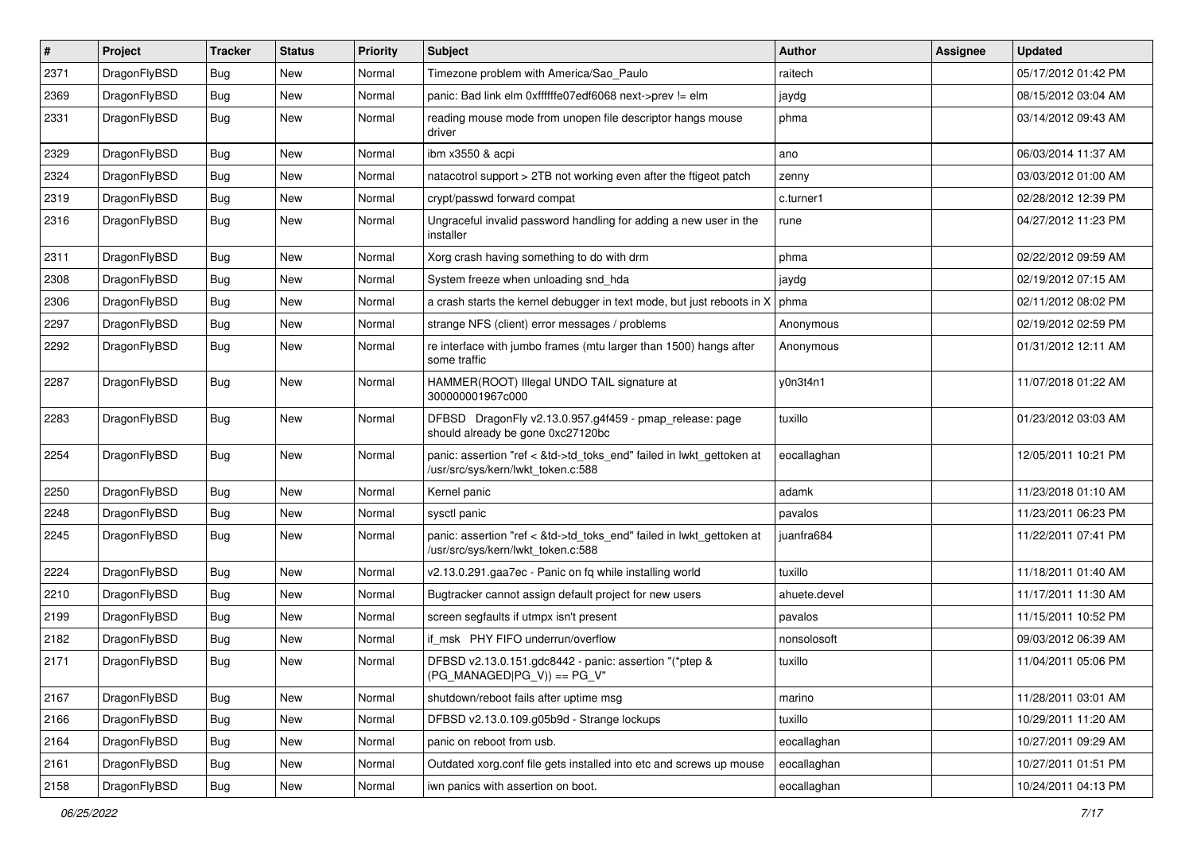| # | Project | Tracker | Status | Priority | Subject | Author | Assignee | Updated |
|---|---|---|---|---|---|---|---|---|
| 2371 | DragonFlyBSD | Bug | New | Normal | Timezone problem with America/Sao_Paulo | raitech | | 05/17/2012 01:42 PM |
| 2369 | DragonFlyBSD | Bug | New | Normal | panic: Bad link elm 0xffffffe07edf6068 next->prev != elm | jaydg | | 08/15/2012 03:04 AM |
| 2331 | DragonFlyBSD | Bug | New | Normal | reading mouse mode from unopen file descriptor hangs mouse driver | phma | | 03/14/2012 09:43 AM |
| 2329 | DragonFlyBSD | Bug | New | Normal | ibm x3550 & acpi | ano | | 06/03/2014 11:37 AM |
| 2324 | DragonFlyBSD | Bug | New | Normal | natacotrol support > 2TB not working even after the ftigeot patch | zenny | | 03/03/2012 01:00 AM |
| 2319 | DragonFlyBSD | Bug | New | Normal | crypt/passwd forward compat | c.turner1 | | 02/28/2012 12:39 PM |
| 2316 | DragonFlyBSD | Bug | New | Normal | Ungraceful invalid password handling for adding a new user in the installer | rune | | 04/27/2012 11:23 PM |
| 2311 | DragonFlyBSD | Bug | New | Normal | Xorg crash having something to do with drm | phma | | 02/22/2012 09:59 AM |
| 2308 | DragonFlyBSD | Bug | New | Normal | System freeze when unloading snd_hda | jaydg | | 02/19/2012 07:15 AM |
| 2306 | DragonFlyBSD | Bug | New | Normal | a crash starts the kernel debugger in text mode, but just reboots in X | phma | | 02/11/2012 08:02 PM |
| 2297 | DragonFlyBSD | Bug | New | Normal | strange NFS (client) error messages / problems | Anonymous | | 02/19/2012 02:59 PM |
| 2292 | DragonFlyBSD | Bug | New | Normal | re interface with jumbo frames (mtu larger than 1500) hangs after some traffic | Anonymous | | 01/31/2012 12:11 AM |
| 2287 | DragonFlyBSD | Bug | New | Normal | HAMMER(ROOT) Illegal UNDO TAIL signature at 300000001967c000 | y0n3t4n1 | | 11/07/2018 01:22 AM |
| 2283 | DragonFlyBSD | Bug | New | Normal | DFBSD DragonFly v2.13.0.957.g4f459 - pmap_release: page should already be gone 0xc27120bc | tuxillo | | 01/23/2012 03:03 AM |
| 2254 | DragonFlyBSD | Bug | New | Normal | panic: assertion "ref < &td->td_toks_end" failed in lwkt_gettoken at /usr/src/sys/kern/lwkt_token.c:588 | eocallaghan | | 12/05/2011 10:21 PM |
| 2250 | DragonFlyBSD | Bug | New | Normal | Kernel panic | adamk | | 11/23/2018 01:10 AM |
| 2248 | DragonFlyBSD | Bug | New | Normal | sysctl panic | pavalos | | 11/23/2011 06:23 PM |
| 2245 | DragonFlyBSD | Bug | New | Normal | panic: assertion "ref < &td->td_toks_end" failed in lwkt_gettoken at /usr/src/sys/kern/lwkt_token.c:588 | juanfra684 | | 11/22/2011 07:41 PM |
| 2224 | DragonFlyBSD | Bug | New | Normal | v2.13.0.291.gaa7ec - Panic on fq while installing world | tuxillo | | 11/18/2011 01:40 AM |
| 2210 | DragonFlyBSD | Bug | New | Normal | Bugtracker cannot assign default project for new users | ahuete.devel | | 11/17/2011 11:30 AM |
| 2199 | DragonFlyBSD | Bug | New | Normal | screen segfaults if utmpx isn't present | pavalos | | 11/15/2011 10:52 PM |
| 2182 | DragonFlyBSD | Bug | New | Normal | if_msk PHY FIFO underrun/overflow | nonsolosoft | | 09/03/2012 06:39 AM |
| 2171 | DragonFlyBSD | Bug | New | Normal | DFBSD v2.13.0.151.gdc8442 - panic: assertion "(*ptep & (PG_MANAGED\|PG_V)) == PG_V" | tuxillo | | 11/04/2011 05:06 PM |
| 2167 | DragonFlyBSD | Bug | New | Normal | shutdown/reboot fails after uptime msg | marino | | 11/28/2011 03:01 AM |
| 2166 | DragonFlyBSD | Bug | New | Normal | DFBSD v2.13.0.109.g05b9d - Strange lockups | tuxillo | | 10/29/2011 11:20 AM |
| 2164 | DragonFlyBSD | Bug | New | Normal | panic on reboot from usb. | eocallaghan | | 10/27/2011 09:29 AM |
| 2161 | DragonFlyBSD | Bug | New | Normal | Outdated xorg.conf file gets installed into etc and screws up mouse | eocallaghan | | 10/27/2011 01:51 PM |
| 2158 | DragonFlyBSD | Bug | New | Normal | iwn panics with assertion on boot. | eocallaghan | | 10/24/2011 04:13 PM |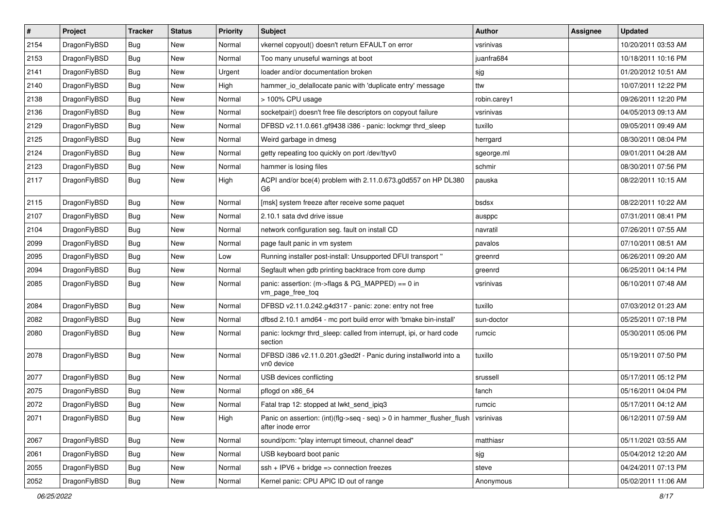| # | Project | Tracker | Status | Priority | Subject | Author | Assignee | Updated |
|---|---|---|---|---|---|---|---|---|
| 2154 | DragonFlyBSD | Bug | New | Normal | vkernel copyout() doesn't return EFAULT on error | vsrinivas | | 10/20/2011 03:53 AM |
| 2153 | DragonFlyBSD | Bug | New | Normal | Too many unuseful warnings at boot | juanfra684 | | 10/18/2011 10:16 PM |
| 2141 | DragonFlyBSD | Bug | New | Urgent | loader and/or documentation broken | sjg | | 01/20/2012 10:51 AM |
| 2140 | DragonFlyBSD | Bug | New | High | hammer_io_delallocate panic with 'duplicate entry' message | ttw | | 10/07/2011 12:22 PM |
| 2138 | DragonFlyBSD | Bug | New | Normal | > 100% CPU usage | robin.carey1 | | 09/26/2011 12:20 PM |
| 2136 | DragonFlyBSD | Bug | New | Normal | socketpair() doesn't free file descriptors on copyout failure | vsrinivas | | 04/05/2013 09:13 AM |
| 2129 | DragonFlyBSD | Bug | New | Normal | DFBSD v2.11.0.661.gf9438 i386 - panic: lockmgr thrd_sleep | tuxillo | | 09/05/2011 09:49 AM |
| 2125 | DragonFlyBSD | Bug | New | Normal | Weird garbage in dmesg | herrgard | | 08/30/2011 08:04 PM |
| 2124 | DragonFlyBSD | Bug | New | Normal | getty repeating too quickly on port /dev/ttyv0 | sgeorge.ml | | 09/01/2011 04:28 AM |
| 2123 | DragonFlyBSD | Bug | New | Normal | hammer is losing files | schmir | | 08/30/2011 07:56 PM |
| 2117 | DragonFlyBSD | Bug | New | High | ACPI and/or bce(4) problem with 2.11.0.673.g0d557 on HP DL380 G6 | pauska | | 08/22/2011 10:15 AM |
| 2115 | DragonFlyBSD | Bug | New | Normal | [msk] system freeze after receive some paquet | bsdsx | | 08/22/2011 10:22 AM |
| 2107 | DragonFlyBSD | Bug | New | Normal | 2.10.1 sata dvd drive issue | ausppc | | 07/31/2011 08:41 PM |
| 2104 | DragonFlyBSD | Bug | New | Normal | network configuration seg. fault on install CD | navratil | | 07/26/2011 07:55 AM |
| 2099 | DragonFlyBSD | Bug | New | Normal | page fault panic in vm system | pavalos | | 07/10/2011 08:51 AM |
| 2095 | DragonFlyBSD | Bug | New | Low | Running installer post-install: Unsupported DFUI transport " | greenrd | | 06/26/2011 09:20 AM |
| 2094 | DragonFlyBSD | Bug | New | Normal | Segfault when gdb printing backtrace from core dump | greenrd | | 06/25/2011 04:14 PM |
| 2085 | DragonFlyBSD | Bug | New | Normal | panic: assertion: (m->flags & PG_MAPPED) == 0 in vm_page_free_toq | vsrinivas | | 06/10/2011 07:48 AM |
| 2084 | DragonFlyBSD | Bug | New | Normal | DFBSD v2.11.0.242.g4d317 - panic: zone: entry not free | tuxillo | | 07/03/2012 01:23 AM |
| 2082 | DragonFlyBSD | Bug | New | Normal | dfbsd 2.10.1 amd64 - mc port build error with 'bmake bin-install' | sun-doctor | | 05/25/2011 07:18 PM |
| 2080 | DragonFlyBSD | Bug | New | Normal | panic: lockmgr thrd_sleep: called from interrupt, ipi, or hard code section | rumcic | | 05/30/2011 05:06 PM |
| 2078 | DragonFlyBSD | Bug | New | Normal | DFBSD i386 v2.11.0.201.g3ed2f - Panic during installworld into a vn0 device | tuxillo | | 05/19/2011 07:50 PM |
| 2077 | DragonFlyBSD | Bug | New | Normal | USB devices conflicting | srussell | | 05/17/2011 05:12 PM |
| 2075 | DragonFlyBSD | Bug | New | Normal | pflogd on x86_64 | fanch | | 05/16/2011 04:04 PM |
| 2072 | DragonFlyBSD | Bug | New | Normal | Fatal trap 12: stopped at lwkt_send_ipiq3 | rumcic | | 05/17/2011 04:12 AM |
| 2071 | DragonFlyBSD | Bug | New | High | Panic on assertion: (int)(flg->seq - seq) > 0 in hammer_flusher_flush after inode error | vsrinivas | | 06/12/2011 07:59 AM |
| 2067 | DragonFlyBSD | Bug | New | Normal | sound/pcm: "play interrupt timeout, channel dead" | matthiasr | | 05/11/2021 03:55 AM |
| 2061 | DragonFlyBSD | Bug | New | Normal | USB keyboard boot panic | sjg | | 05/04/2012 12:20 AM |
| 2055 | DragonFlyBSD | Bug | New | Normal | ssh + IPV6 + bridge => connection freezes | steve | | 04/24/2011 07:13 PM |
| 2052 | DragonFlyBSD | Bug | New | Normal | Kernel panic: CPU APIC ID out of range | Anonymous | | 05/02/2011 11:06 AM |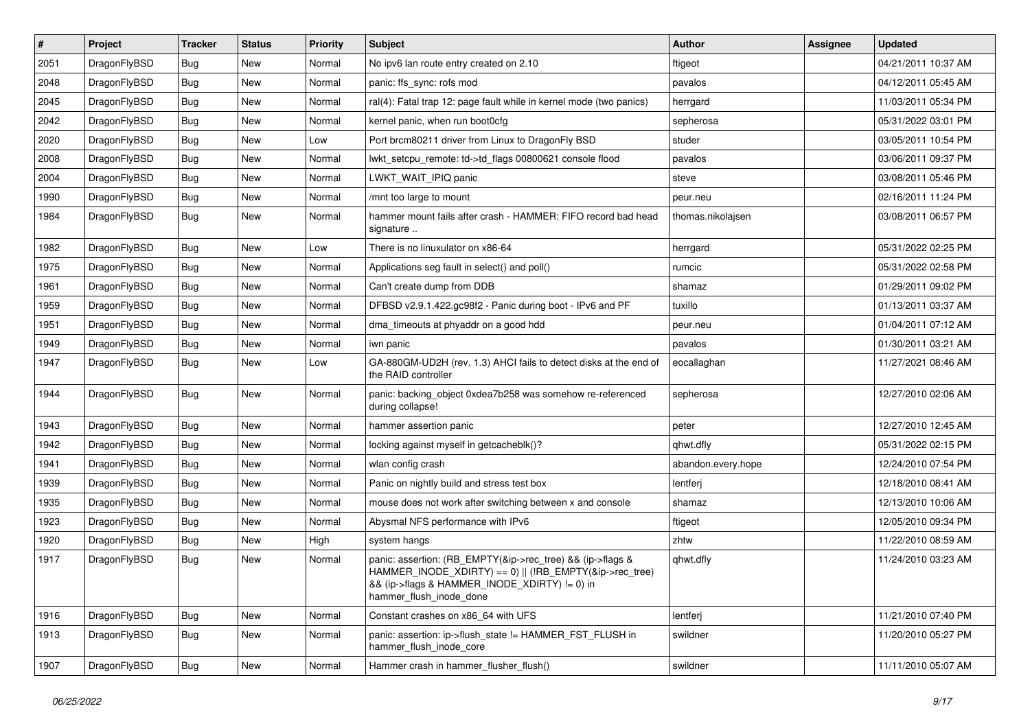| # | Project | Tracker | Status | Priority | Subject | Author | Assignee | Updated |
|---|---|---|---|---|---|---|---|---|
| 2051 | DragonFlyBSD | Bug | New | Normal | No ipv6 lan route entry created on 2.10 | ftigeot | | 04/21/2011 10:37 AM |
| 2048 | DragonFlyBSD | Bug | New | Normal | panic: ffs_sync: rofs mod | pavalos | | 04/12/2011 05:45 AM |
| 2045 | DragonFlyBSD | Bug | New | Normal | ral(4): Fatal trap 12: page fault while in kernel mode (two panics) | herrgard | | 11/03/2011 05:34 PM |
| 2042 | DragonFlyBSD | Bug | New | Normal | kernel panic, when run boot0cfg | sepherosa | | 05/31/2022 03:01 PM |
| 2020 | DragonFlyBSD | Bug | New | Low | Port brcm80211 driver from Linux to DragonFly BSD | studer | | 03/05/2011 10:54 PM |
| 2008 | DragonFlyBSD | Bug | New | Normal | lwkt_setcpu_remote: td->td_flags 00800621 console flood | pavalos | | 03/06/2011 09:37 PM |
| 2004 | DragonFlyBSD | Bug | New | Normal | LWKT_WAIT_IPIQ panic | steve | | 03/08/2011 05:46 PM |
| 1990 | DragonFlyBSD | Bug | New | Normal | /mnt too large to mount | peur.neu | | 02/16/2011 11:24 PM |
| 1984 | DragonFlyBSD | Bug | New | Normal | hammer mount fails after crash - HAMMER: FIFO record bad head signature .. | thomas.nikolajsen | | 03/08/2011 06:57 PM |
| 1982 | DragonFlyBSD | Bug | New | Low | There is no linuxulator on x86-64 | herrgard | | 05/31/2022 02:25 PM |
| 1975 | DragonFlyBSD | Bug | New | Normal | Applications seg fault in select() and poll() | rumcic | | 05/31/2022 02:58 PM |
| 1961 | DragonFlyBSD | Bug | New | Normal | Can't create dump from DDB | shamaz | | 01/29/2011 09:02 PM |
| 1959 | DragonFlyBSD | Bug | New | Normal | DFBSD v2.9.1.422.gc98f2 - Panic during boot - IPv6 and PF | tuxillo | | 01/13/2011 03:37 AM |
| 1951 | DragonFlyBSD | Bug | New | Normal | dma_timeouts at phyaddr on a good hdd | peur.neu | | 01/04/2011 07:12 AM |
| 1949 | DragonFlyBSD | Bug | New | Normal | iwn panic | pavalos | | 01/30/2011 03:21 AM |
| 1947 | DragonFlyBSD | Bug | New | Low | GA-880GM-UD2H (rev. 1.3) AHCI fails to detect disks at the end of the RAID controller | eocallaghan | | 11/27/2021 08:46 AM |
| 1944 | DragonFlyBSD | Bug | New | Normal | panic: backing_object 0xdea7b258 was somehow re-referenced during collapse! | sepherosa | | 12/27/2010 02:06 AM |
| 1943 | DragonFlyBSD | Bug | New | Normal | hammer assertion panic | peter | | 12/27/2010 12:45 AM |
| 1942 | DragonFlyBSD | Bug | New | Normal | locking against myself in getcacheblk()? | qhwt.dfly | | 05/31/2022 02:15 PM |
| 1941 | DragonFlyBSD | Bug | New | Normal | wlan config crash | abandon.every.hope | | 12/24/2010 07:54 PM |
| 1939 | DragonFlyBSD | Bug | New | Normal | Panic on nightly build and stress test box | lentferj | | 12/18/2010 08:41 AM |
| 1935 | DragonFlyBSD | Bug | New | Normal | mouse does not work after switching between x and console | shamaz | | 12/13/2010 10:06 AM |
| 1923 | DragonFlyBSD | Bug | New | Normal | Abysmal NFS performance with IPv6 | ftigeot | | 12/05/2010 09:34 PM |
| 1920 | DragonFlyBSD | Bug | New | High | system hangs | zhtw | | 11/22/2010 08:59 AM |
| 1917 | DragonFlyBSD | Bug | New | Normal | panic: assertion: (RB_EMPTY(&ip->rec_tree) && (ip->flags & HAMMER_INODE_XDIRTY) == 0) \|\| (!RB_EMPTY(&ip->rec_tree) && (ip->flags & HAMMER_INODE_XDIRTY) != 0) in hammer_flush_inode_done | qhwt.dfly | | 11/24/2010 03:23 AM |
| 1916 | DragonFlyBSD | Bug | New | Normal | Constant crashes on x86_64 with UFS | lentferj | | 11/21/2010 07:40 PM |
| 1913 | DragonFlyBSD | Bug | New | Normal | panic: assertion: ip->flush_state != HAMMER_FST_FLUSH in hammer_flush_inode_core | swildner | | 11/20/2010 05:27 PM |
| 1907 | DragonFlyBSD | Bug | New | Normal | Hammer crash in hammer_flusher_flush() | swildner | | 11/11/2010 05:07 AM |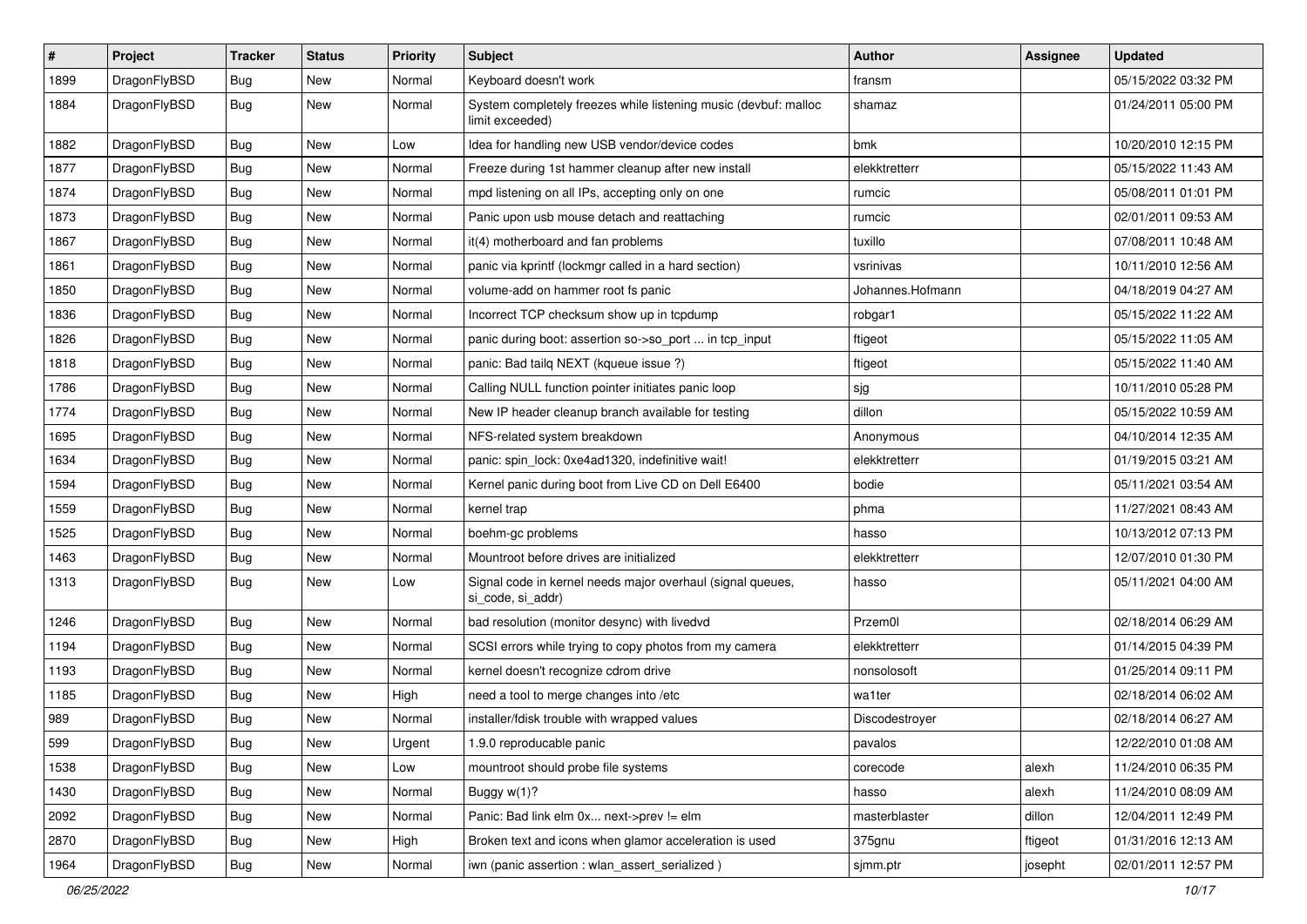| # | Project | Tracker | Status | Priority | Subject | Author | Assignee | Updated |
|---|---|---|---|---|---|---|---|---|
| 1899 | DragonFlyBSD | Bug | New | Normal | Keyboard doesn't work | fransm | | 05/15/2022 03:32 PM |
| 1884 | DragonFlyBSD | Bug | New | Normal | System completely freezes while listening music (devbuf: malloc limit exceeded) | shamaz | | 01/24/2011 05:00 PM |
| 1882 | DragonFlyBSD | Bug | New | Low | Idea for handling new USB vendor/device codes | bmk | | 10/20/2010 12:15 PM |
| 1877 | DragonFlyBSD | Bug | New | Normal | Freeze during 1st hammer cleanup after new install | elekktretterr | | 05/15/2022 11:43 AM |
| 1874 | DragonFlyBSD | Bug | New | Normal | mpd listening on all IPs, accepting only on one | rumcic | | 05/08/2011 01:01 PM |
| 1873 | DragonFlyBSD | Bug | New | Normal | Panic upon usb mouse detach and reattaching | rumcic | | 02/01/2011 09:53 AM |
| 1867 | DragonFlyBSD | Bug | New | Normal | it(4) motherboard and fan problems | tuxillo | | 07/08/2011 10:48 AM |
| 1861 | DragonFlyBSD | Bug | New | Normal | panic via kprintf (lockmgr called in a hard section) | vsrinivas | | 10/11/2010 12:56 AM |
| 1850 | DragonFlyBSD | Bug | New | Normal | volume-add on hammer root fs panic | Johannes.Hofmann | | 04/18/2019 04:27 AM |
| 1836 | DragonFlyBSD | Bug | New | Normal | Incorrect TCP checksum show up in tcpdump | robgar1 | | 05/15/2022 11:22 AM |
| 1826 | DragonFlyBSD | Bug | New | Normal | panic during boot: assertion so->so_port ... in tcp_input | ftigeot | | 05/15/2022 11:05 AM |
| 1818 | DragonFlyBSD | Bug | New | Normal | panic: Bad tailq NEXT (kqueue issue ?) | ftigeot | | 05/15/2022 11:40 AM |
| 1786 | DragonFlyBSD | Bug | New | Normal | Calling NULL function pointer initiates panic loop | sjg | | 10/11/2010 05:28 PM |
| 1774 | DragonFlyBSD | Bug | New | Normal | New IP header cleanup branch available for testing | dillon | | 05/15/2022 10:59 AM |
| 1695 | DragonFlyBSD | Bug | New | Normal | NFS-related system breakdown | Anonymous | | 04/10/2014 12:35 AM |
| 1634 | DragonFlyBSD | Bug | New | Normal | panic: spin_lock: 0xe4ad1320, indefinitive wait! | elekktretterr | | 01/19/2015 03:21 AM |
| 1594 | DragonFlyBSD | Bug | New | Normal | Kernel panic during boot from Live CD on Dell E6400 | bodie | | 05/11/2021 03:54 AM |
| 1559 | DragonFlyBSD | Bug | New | Normal | kernel trap | phma | | 11/27/2021 08:43 AM |
| 1525 | DragonFlyBSD | Bug | New | Normal | boehm-gc problems | hasso | | 10/13/2012 07:13 PM |
| 1463 | DragonFlyBSD | Bug | New | Normal | Mountroot before drives are initialized | elekktretterr | | 12/07/2010 01:30 PM |
| 1313 | DragonFlyBSD | Bug | New | Low | Signal code in kernel needs major overhaul (signal queues, si_code, si_addr) | hasso | | 05/11/2021 04:00 AM |
| 1246 | DragonFlyBSD | Bug | New | Normal | bad resolution (monitor desync) with livedvd | Przem0l | | 02/18/2014 06:29 AM |
| 1194 | DragonFlyBSD | Bug | New | Normal | SCSI errors while trying to copy photos from my camera | elekktretterr | | 01/14/2015 04:39 PM |
| 1193 | DragonFlyBSD | Bug | New | Normal | kernel doesn't recognize cdrom drive | nonsolosoft | | 01/25/2014 09:11 PM |
| 1185 | DragonFlyBSD | Bug | New | High | need a tool to merge changes into /etc | wa1ter | | 02/18/2014 06:02 AM |
| 989 | DragonFlyBSD | Bug | New | Normal | installer/fdisk trouble with wrapped values | Discodestroyer | | 02/18/2014 06:27 AM |
| 599 | DragonFlyBSD | Bug | New | Urgent | 1.9.0 reproducable panic | pavalos | | 12/22/2010 01:08 AM |
| 1538 | DragonFlyBSD | Bug | New | Low | mountroot should probe file systems | corecode | alexh | 11/24/2010 06:35 PM |
| 1430 | DragonFlyBSD | Bug | New | Normal | Buggy w(1)? | hasso | alexh | 11/24/2010 08:09 AM |
| 2092 | DragonFlyBSD | Bug | New | Normal | Panic: Bad link elm 0x... next->prev != elm | masterblaster | dillon | 12/04/2011 12:49 PM |
| 2870 | DragonFlyBSD | Bug | New | High | Broken text and icons when glamor acceleration is used | 375gnu | ftigeot | 01/31/2016 12:13 AM |
| 1964 | DragonFlyBSD | Bug | New | Normal | iwn (panic assertion : wlan_assert_serialized ) | sjmm.ptr | josepht | 02/01/2011 12:57 PM |

*06/25/2022*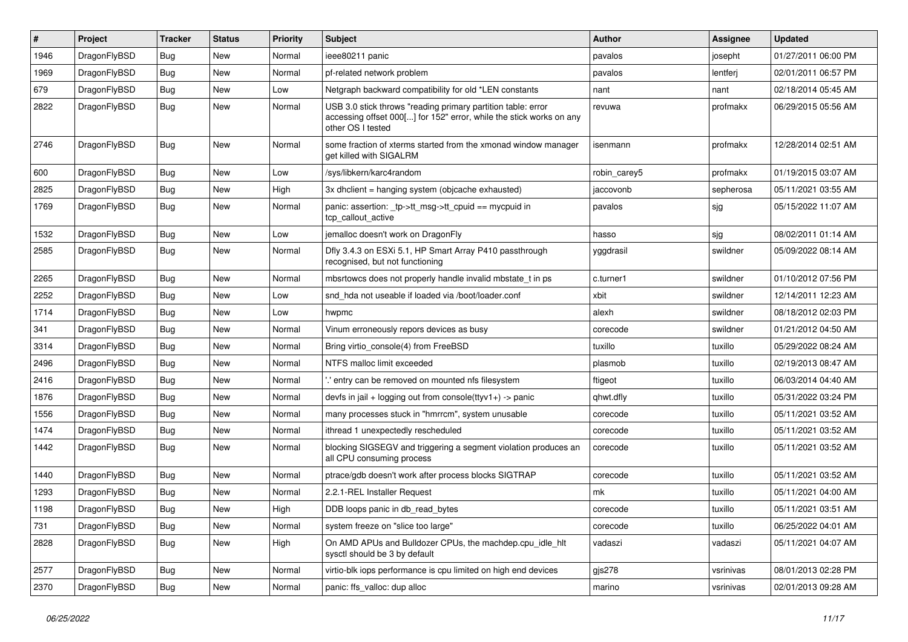| # | Project | Tracker | Status | Priority | Subject | Author | Assignee | Updated |
|---|---|---|---|---|---|---|---|---|
| 1946 | DragonFlyBSD | Bug | New | Normal | ieee80211 panic | pavalos | josepht | 01/27/2011 06:00 PM |
| 1969 | DragonFlyBSD | Bug | New | Normal | pf-related network problem | pavalos | lentferj | 02/01/2011 06:57 PM |
| 679 | DragonFlyBSD | Bug | New | Low | Netgraph backward compatibility for old *LEN constants | nant | nant | 02/18/2014 05:45 AM |
| 2822 | DragonFlyBSD | Bug | New | Normal | USB 3.0 stick throws "reading primary partition table: error accessing offset 000[...] for 152" error, while the stick works on any other OS I tested | revuwa | profmakx | 06/29/2015 05:56 AM |
| 2746 | DragonFlyBSD | Bug | New | Normal | some fraction of xterms started from the xmonad window manager get killed with SIGALRM | isenmann | profmakx | 12/28/2014 02:51 AM |
| 600 | DragonFlyBSD | Bug | New | Low | /sys/libkern/karc4random | robin_carey5 | profmakx | 01/19/2015 03:07 AM |
| 2825 | DragonFlyBSD | Bug | New | High | 3x dhclient = hanging system (objcache exhausted) | jaccovonb | sepherosa | 05/11/2021 03:55 AM |
| 1769 | DragonFlyBSD | Bug | New | Normal | panic: assertion: _tp->tt_msg->tt_cpuid == mycpuid in tcp_callout_active | pavalos | sjg | 05/15/2022 11:07 AM |
| 1532 | DragonFlyBSD | Bug | New | Low | jemalloc doesn't work on DragonFly | hasso | sjg | 08/02/2011 01:14 AM |
| 2585 | DragonFlyBSD | Bug | New | Normal | Dfly 3.4.3 on ESXi 5.1, HP Smart Array P410 passthrough recognised, but not functioning | yggdrasil | swildner | 05/09/2022 08:14 AM |
| 2265 | DragonFlyBSD | Bug | New | Normal | mbsrtowcs does not properly handle invalid mbstate_t in ps | c.turner1 | swildner | 01/10/2012 07:56 PM |
| 2252 | DragonFlyBSD | Bug | New | Low | snd_hda not useable if loaded via /boot/loader.conf | xbit | swildner | 12/14/2011 12:23 AM |
| 1714 | DragonFlyBSD | Bug | New | Low | hwpmc | alexh | swildner | 08/18/2012 02:03 PM |
| 341 | DragonFlyBSD | Bug | New | Normal | Vinum erroneously repors devices as busy | corecode | swildner | 01/21/2012 04:50 AM |
| 3314 | DragonFlyBSD | Bug | New | Normal | Bring virtio_console(4) from FreeBSD | tuxillo | tuxillo | 05/29/2022 08:24 AM |
| 2496 | DragonFlyBSD | Bug | New | Normal | NTFS malloc limit exceeded | plasmob | tuxillo | 02/19/2013 08:47 AM |
| 2416 | DragonFlyBSD | Bug | New | Normal | '.' entry can be removed on mounted nfs filesystem | ftigeot | tuxillo | 06/03/2014 04:40 AM |
| 1876 | DragonFlyBSD | Bug | New | Normal | devfs in jail + logging out from console(ttyv1+) -> panic | qhwt.dfly | tuxillo | 05/31/2022 03:24 PM |
| 1556 | DragonFlyBSD | Bug | New | Normal | many processes stuck in "hmrrcm", system unusable | corecode | tuxillo | 05/11/2021 03:52 AM |
| 1474 | DragonFlyBSD | Bug | New | Normal | ithread 1 unexpectedly rescheduled | corecode | tuxillo | 05/11/2021 03:52 AM |
| 1442 | DragonFlyBSD | Bug | New | Normal | blocking SIGSEGV and triggering a segment violation produces an all CPU consuming process | corecode | tuxillo | 05/11/2021 03:52 AM |
| 1440 | DragonFlyBSD | Bug | New | Normal | ptrace/gdb doesn't work after process blocks SIGTRAP | corecode | tuxillo | 05/11/2021 03:52 AM |
| 1293 | DragonFlyBSD | Bug | New | Normal | 2.2.1-REL Installer Request | mk | tuxillo | 05/11/2021 04:00 AM |
| 1198 | DragonFlyBSD | Bug | New | High | DDB loops panic in db_read_bytes | corecode | tuxillo | 05/11/2021 03:51 AM |
| 731 | DragonFlyBSD | Bug | New | Normal | system freeze on "slice too large" | corecode | tuxillo | 06/25/2022 04:01 AM |
| 2828 | DragonFlyBSD | Bug | New | High | On AMD APUs and Bulldozer CPUs, the machdep.cpu_idle_hlt sysctl should be 3 by default | vadaszi | vadaszi | 05/11/2021 04:07 AM |
| 2577 | DragonFlyBSD | Bug | New | Normal | virtio-blk iops performance is cpu limited on high end devices | gjs278 | vsrinivas | 08/01/2013 02:28 PM |
| 2370 | DragonFlyBSD | Bug | New | Normal | panic: ffs_valloc: dup alloc | marino | vsrinivas | 02/01/2013 09:28 AM |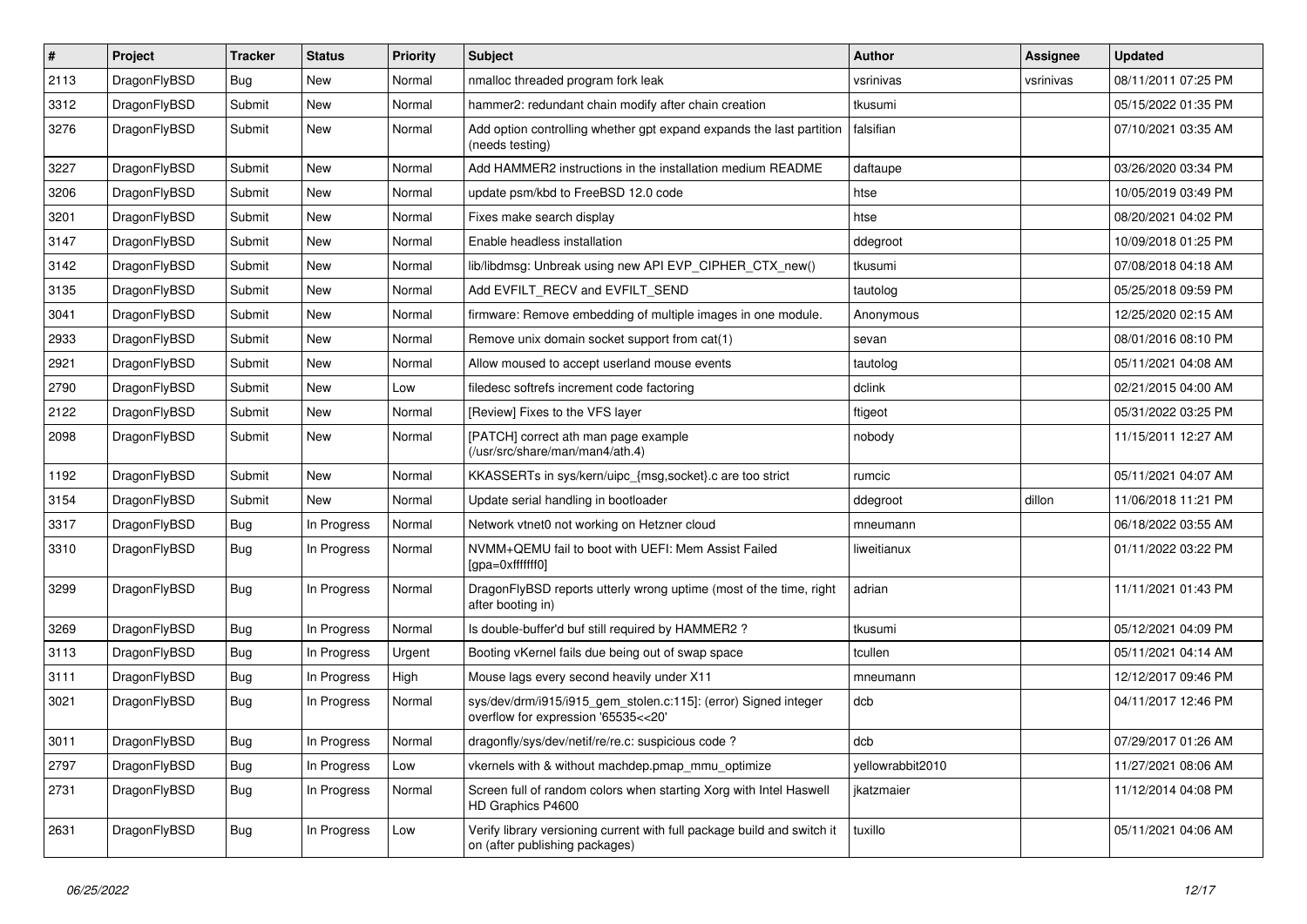| # | Project | Tracker | Status | Priority | Subject | Author | Assignee | Updated |
|---|---|---|---|---|---|---|---|---|
| 2113 | DragonFlyBSD | Bug | New | Normal | nmalloc threaded program fork leak | vsrinivas | vsrinivas | 08/11/2011 07:25 PM |
| 3312 | DragonFlyBSD | Submit | New | Normal | hammer2: redundant chain modify after chain creation | tkusumi | | 05/15/2022 01:35 PM |
| 3276 | DragonFlyBSD | Submit | New | Normal | Add option controlling whether gpt expand expands the last partition (needs testing) | falsifian | | 07/10/2021 03:35 AM |
| 3227 | DragonFlyBSD | Submit | New | Normal | Add HAMMER2 instructions in the installation medium README | daftaupe | | 03/26/2020 03:34 PM |
| 3206 | DragonFlyBSD | Submit | New | Normal | update psm/kbd to FreeBSD 12.0 code | htse | | 10/05/2019 03:49 PM |
| 3201 | DragonFlyBSD | Submit | New | Normal | Fixes make search display | htse | | 08/20/2021 04:02 PM |
| 3147 | DragonFlyBSD | Submit | New | Normal | Enable headless installation | ddegroot | | 10/09/2018 01:25 PM |
| 3142 | DragonFlyBSD | Submit | New | Normal | lib/libdmsg: Unbreak using new API EVP_CIPHER_CTX_new() | tkusumi | | 07/08/2018 04:18 AM |
| 3135 | DragonFlyBSD | Submit | New | Normal | Add EVFILT_RECV and EVFILT_SEND | tautolog | | 05/25/2018 09:59 PM |
| 3041 | DragonFlyBSD | Submit | New | Normal | firmware: Remove embedding of multiple images in one module. | Anonymous | | 12/25/2020 02:15 AM |
| 2933 | DragonFlyBSD | Submit | New | Normal | Remove unix domain socket support from cat(1) | sevan | | 08/01/2016 08:10 PM |
| 2921 | DragonFlyBSD | Submit | New | Normal | Allow moused to accept userland mouse events | tautolog | | 05/11/2021 04:08 AM |
| 2790 | DragonFlyBSD | Submit | New | Low | filedesc softrefs increment code factoring | dclink | | 02/21/2015 04:00 AM |
| 2122 | DragonFlyBSD | Submit | New | Normal | [Review] Fixes to the VFS layer | ftigeot | | 05/31/2022 03:25 PM |
| 2098 | DragonFlyBSD | Submit | New | Normal | [PATCH] correct ath man page example (/usr/src/share/man/man4/ath.4) | nobody | | 11/15/2011 12:27 AM |
| 1192 | DragonFlyBSD | Submit | New | Normal | KKASSERTs in sys/kern/uipc_{msg,socket}.c are too strict | rumcic | | 05/11/2021 04:07 AM |
| 3154 | DragonFlyBSD | Submit | New | Normal | Update serial handling in bootloader | ddegroot | dillon | 11/06/2018 11:21 PM |
| 3317 | DragonFlyBSD | Bug | In Progress | Normal | Network vtnet0 not working on Hetzner cloud | mneumann | | 06/18/2022 03:55 AM |
| 3310 | DragonFlyBSD | Bug | In Progress | Normal | NVMM+QEMU fail to boot with UEFI: Mem Assist Failed [gpa=0xfffffff0] | liweitianux | | 01/11/2022 03:22 PM |
| 3299 | DragonFlyBSD | Bug | In Progress | Normal | DragonFlyBSD reports utterly wrong uptime (most of the time, right after booting in) | adrian | | 11/11/2021 01:43 PM |
| 3269 | DragonFlyBSD | Bug | In Progress | Normal | Is double-buffer'd buf still required by HAMMER2 ? | tkusumi | | 05/12/2021 04:09 PM |
| 3113 | DragonFlyBSD | Bug | In Progress | Urgent | Booting vKernel fails due being out of swap space | tcullen | | 05/11/2021 04:14 AM |
| 3111 | DragonFlyBSD | Bug | In Progress | High | Mouse lags every second heavily under X11 | mneumann | | 12/12/2017 09:46 PM |
| 3021 | DragonFlyBSD | Bug | In Progress | Normal | sys/dev/drm/i915/i915_gem_stolen.c:115]: (error) Signed integer overflow for expression '65535<<20' | dcb | | 04/11/2017 12:46 PM |
| 3011 | DragonFlyBSD | Bug | In Progress | Normal | dragonfly/sys/dev/netif/re/re.c: suspicious code ? | dcb | | 07/29/2017 01:26 AM |
| 2797 | DragonFlyBSD | Bug | In Progress | Low | vkernels with & without machdep.pmap_mmu_optimize | yellowrabbit2010 | | 11/27/2021 08:06 AM |
| 2731 | DragonFlyBSD | Bug | In Progress | Normal | Screen full of random colors when starting Xorg with Intel Haswell HD Graphics P4600 | jkatzmaier | | 11/12/2014 04:08 PM |
| 2631 | DragonFlyBSD | Bug | In Progress | Low | Verify library versioning current with full package build and switch it on (after publishing packages) | tuxillo | | 05/11/2021 04:06 AM |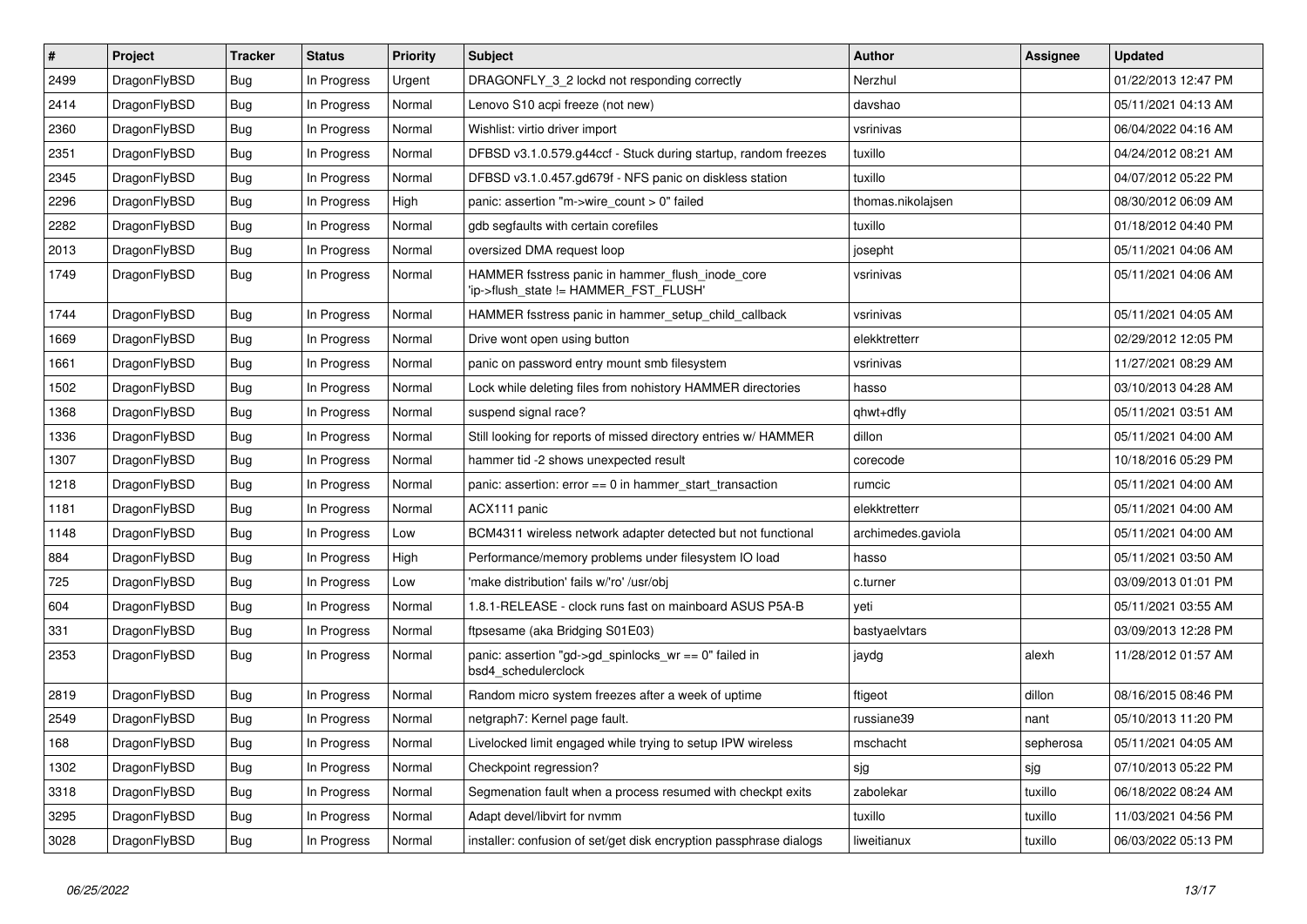| # | Project | Tracker | Status | Priority | Subject | Author | Assignee | Updated |
|---|---|---|---|---|---|---|---|---|
| 2499 | DragonFlyBSD | Bug | In Progress | Urgent | DRAGONFLY_3_2 lockd not responding correctly | Nerzhul | | 01/22/2013 12:47 PM |
| 2414 | DragonFlyBSD | Bug | In Progress | Normal | Lenovo S10 acpi freeze (not new) | davshao | | 05/11/2021 04:13 AM |
| 2360 | DragonFlyBSD | Bug | In Progress | Normal | Wishlist: virtio driver import | vsrinivas | | 06/04/2022 04:16 AM |
| 2351 | DragonFlyBSD | Bug | In Progress | Normal | DFBSD v3.1.0.579.g44ccf - Stuck during startup, random freezes | tuxillo | | 04/24/2012 08:21 AM |
| 2345 | DragonFlyBSD | Bug | In Progress | Normal | DFBSD v3.1.0.457.gd679f - NFS panic on diskless station | tuxillo | | 04/07/2012 05:22 PM |
| 2296 | DragonFlyBSD | Bug | In Progress | High | panic: assertion "m->wire_count > 0" failed | thomas.nikolajsen | | 08/30/2012 06:09 AM |
| 2282 | DragonFlyBSD | Bug | In Progress | Normal | gdb segfaults with certain corefiles | tuxillo | | 01/18/2012 04:40 PM |
| 2013 | DragonFlyBSD | Bug | In Progress | Normal | oversized DMA request loop | josepht | | 05/11/2021 04:06 AM |
| 1749 | DragonFlyBSD | Bug | In Progress | Normal | HAMMER fsstress panic in hammer_flush_inode_core 'ip->flush_state != HAMMER_FST_FLUSH' | vsrinivas | | 05/11/2021 04:06 AM |
| 1744 | DragonFlyBSD | Bug | In Progress | Normal | HAMMER fsstress panic in hammer_setup_child_callback | vsrinivas | | 05/11/2021 04:05 AM |
| 1669 | DragonFlyBSD | Bug | In Progress | Normal | Drive wont open using button | elekktretterr | | 02/29/2012 12:05 PM |
| 1661 | DragonFlyBSD | Bug | In Progress | Normal | panic on password entry mount smb filesystem | vsrinivas | | 11/27/2021 08:29 AM |
| 1502 | DragonFlyBSD | Bug | In Progress | Normal | Lock while deleting files from nohistory HAMMER directories | hasso | | 03/10/2013 04:28 AM |
| 1368 | DragonFlyBSD | Bug | In Progress | Normal | suspend signal race? | qhwt+dfly | | 05/11/2021 03:51 AM |
| 1336 | DragonFlyBSD | Bug | In Progress | Normal | Still looking for reports of missed directory entries w/ HAMMER | dillon | | 05/11/2021 04:00 AM |
| 1307 | DragonFlyBSD | Bug | In Progress | Normal | hammer tid -2 shows unexpected result | corecode | | 10/18/2016 05:29 PM |
| 1218 | DragonFlyBSD | Bug | In Progress | Normal | panic: assertion: error == 0 in hammer_start_transaction | rumcic | | 05/11/2021 04:00 AM |
| 1181 | DragonFlyBSD | Bug | In Progress | Normal | ACX111 panic | elekktretterr | | 05/11/2021 04:00 AM |
| 1148 | DragonFlyBSD | Bug | In Progress | Low | BCM4311 wireless network adapter detected but not functional | archimedes.gaviola | | 05/11/2021 04:00 AM |
| 884 | DragonFlyBSD | Bug | In Progress | High | Performance/memory problems under filesystem IO load | hasso | | 05/11/2021 03:50 AM |
| 725 | DragonFlyBSD | Bug | In Progress | Low | 'make distribution' fails w/'ro' /usr/obj | c.turner | | 03/09/2013 01:01 PM |
| 604 | DragonFlyBSD | Bug | In Progress | Normal | 1.8.1-RELEASE - clock runs fast on mainboard ASUS P5A-B | yeti | | 05/11/2021 03:55 AM |
| 331 | DragonFlyBSD | Bug | In Progress | Normal | ftpsesame (aka Bridging S01E03) | bastyaelvtars | | 03/09/2013 12:28 PM |
| 2353 | DragonFlyBSD | Bug | In Progress | Normal | panic: assertion "gd->gd_spinlocks_wr == 0" failed in bsd4_schedulerclock | jaydg | alexh | 11/28/2012 01:57 AM |
| 2819 | DragonFlyBSD | Bug | In Progress | Normal | Random micro system freezes after a week of uptime | ftigeot | dillon | 08/16/2015 08:46 PM |
| 2549 | DragonFlyBSD | Bug | In Progress | Normal | netgraph7: Kernel page fault. | russiane39 | nant | 05/10/2013 11:20 PM |
| 168 | DragonFlyBSD | Bug | In Progress | Normal | Livelocked limit engaged while trying to setup IPW wireless | mschacht | sepherosa | 05/11/2021 04:05 AM |
| 1302 | DragonFlyBSD | Bug | In Progress | Normal | Checkpoint regression? | sjg | sjg | 07/10/2013 05:22 PM |
| 3318 | DragonFlyBSD | Bug | In Progress | Normal | Segmenation fault when a process resumed with checkpt exits | zabolekar | tuxillo | 06/18/2022 08:24 AM |
| 3295 | DragonFlyBSD | Bug | In Progress | Normal | Adapt devel/libvirt for nvmm | tuxillo | tuxillo | 11/03/2021 04:56 PM |
| 3028 | DragonFlyBSD | Bug | In Progress | Normal | installer: confusion of set/get disk encryption passphrase dialogs | liweitianux | tuxillo | 06/03/2022 05:13 PM |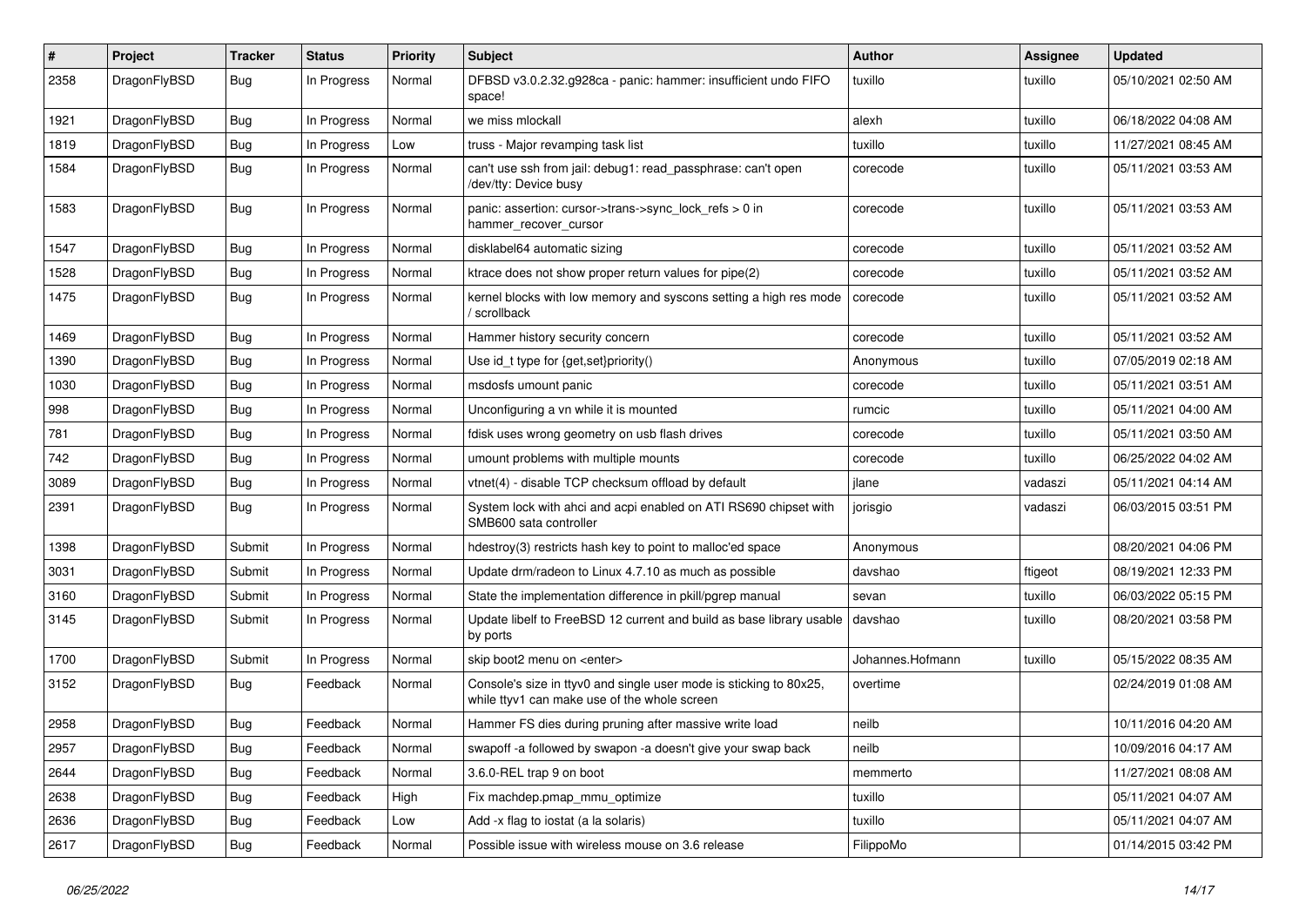| # | Project | Tracker | Status | Priority | Subject | Author | Assignee | Updated |
|---|---|---|---|---|---|---|---|---|
| 2358 | DragonFlyBSD | Bug | In Progress | Normal | DFBSD v3.0.2.32.g928ca - panic: hammer: insufficient undo FIFO space! | tuxillo | tuxillo | 05/10/2021 02:50 AM |
| 1921 | DragonFlyBSD | Bug | In Progress | Normal | we miss mlockall | alexh | tuxillo | 06/18/2022 04:08 AM |
| 1819 | DragonFlyBSD | Bug | In Progress | Low | truss - Major revamping task list | tuxillo | tuxillo | 11/27/2021 08:45 AM |
| 1584 | DragonFlyBSD | Bug | In Progress | Normal | can't use ssh from jail: debug1: read_passphrase: can't open /dev/tty: Device busy | corecode | tuxillo | 05/11/2021 03:53 AM |
| 1583 | DragonFlyBSD | Bug | In Progress | Normal | panic: assertion: cursor->trans->sync_lock_refs > 0 in hammer_recover_cursor | corecode | tuxillo | 05/11/2021 03:53 AM |
| 1547 | DragonFlyBSD | Bug | In Progress | Normal | disklabel64 automatic sizing | corecode | tuxillo | 05/11/2021 03:52 AM |
| 1528 | DragonFlyBSD | Bug | In Progress | Normal | ktrace does not show proper return values for pipe(2) | corecode | tuxillo | 05/11/2021 03:52 AM |
| 1475 | DragonFlyBSD | Bug | In Progress | Normal | kernel blocks with low memory and syscons setting a high res mode / scrollback | corecode | tuxillo | 05/11/2021 03:52 AM |
| 1469 | DragonFlyBSD | Bug | In Progress | Normal | Hammer history security concern | corecode | tuxillo | 05/11/2021 03:52 AM |
| 1390 | DragonFlyBSD | Bug | In Progress | Normal | Use id_t type for {get,set}priority() | Anonymous | tuxillo | 07/05/2019 02:18 AM |
| 1030 | DragonFlyBSD | Bug | In Progress | Normal | msdosfs umount panic | corecode | tuxillo | 05/11/2021 03:51 AM |
| 998 | DragonFlyBSD | Bug | In Progress | Normal | Unconfiguring a vn while it is mounted | rumcic | tuxillo | 05/11/2021 04:00 AM |
| 781 | DragonFlyBSD | Bug | In Progress | Normal | fdisk uses wrong geometry on usb flash drives | corecode | tuxillo | 05/11/2021 03:50 AM |
| 742 | DragonFlyBSD | Bug | In Progress | Normal | umount problems with multiple mounts | corecode | tuxillo | 06/25/2022 04:02 AM |
| 3089 | DragonFlyBSD | Bug | In Progress | Normal | vtnet(4) - disable TCP checksum offload by default | jlane | vadaszi | 05/11/2021 04:14 AM |
| 2391 | DragonFlyBSD | Bug | In Progress | Normal | System lock with ahci and acpi enabled on ATI RS690 chipset with SMB600 sata controller | jorisgio | vadaszi | 06/03/2015 03:51 PM |
| 1398 | DragonFlyBSD | Submit | In Progress | Normal | hdestroy(3) restricts hash key to point to malloc'ed space | Anonymous | | 08/20/2021 04:06 PM |
| 3031 | DragonFlyBSD | Submit | In Progress | Normal | Update drm/radeon to Linux 4.7.10 as much as possible | davshao | ftigeot | 08/19/2021 12:33 PM |
| 3160 | DragonFlyBSD | Submit | In Progress | Normal | State the implementation difference in pkill/pgrep manual | sevan | tuxillo | 06/03/2022 05:15 PM |
| 3145 | DragonFlyBSD | Submit | In Progress | Normal | Update libelf to FreeBSD 12 current and build as base library usable by ports | davshao | tuxillo | 08/20/2021 03:58 PM |
| 1700 | DragonFlyBSD | Submit | In Progress | Normal | skip boot2 menu on <enter> | Johannes.Hofmann | tuxillo | 05/15/2022 08:35 AM |
| 3152 | DragonFlyBSD | Bug | Feedback | Normal | Console's size in ttyv0 and single user mode is sticking to 80x25, while ttyv1 can make use of the whole screen | overtime | | 02/24/2019 01:08 AM |
| 2958 | DragonFlyBSD | Bug | Feedback | Normal | Hammer FS dies during pruning after massive write load | neilb | | 10/11/2016 04:20 AM |
| 2957 | DragonFlyBSD | Bug | Feedback | Normal | swapoff -a followed by swapon -a doesn't give your swap back | neilb | | 10/09/2016 04:17 AM |
| 2644 | DragonFlyBSD | Bug | Feedback | Normal | 3.6.0-REL trap 9 on boot | memmerto | | 11/27/2021 08:08 AM |
| 2638 | DragonFlyBSD | Bug | Feedback | High | Fix machdep.pmap_mmu_optimize | tuxillo | | 05/11/2021 04:07 AM |
| 2636 | DragonFlyBSD | Bug | Feedback | Low | Add -x flag to iostat (a la solaris) | tuxillo | | 05/11/2021 04:07 AM |
| 2617 | DragonFlyBSD | Bug | Feedback | Normal | Possible issue with wireless mouse on 3.6 release | FilippoMo | | 01/14/2015 03:42 PM |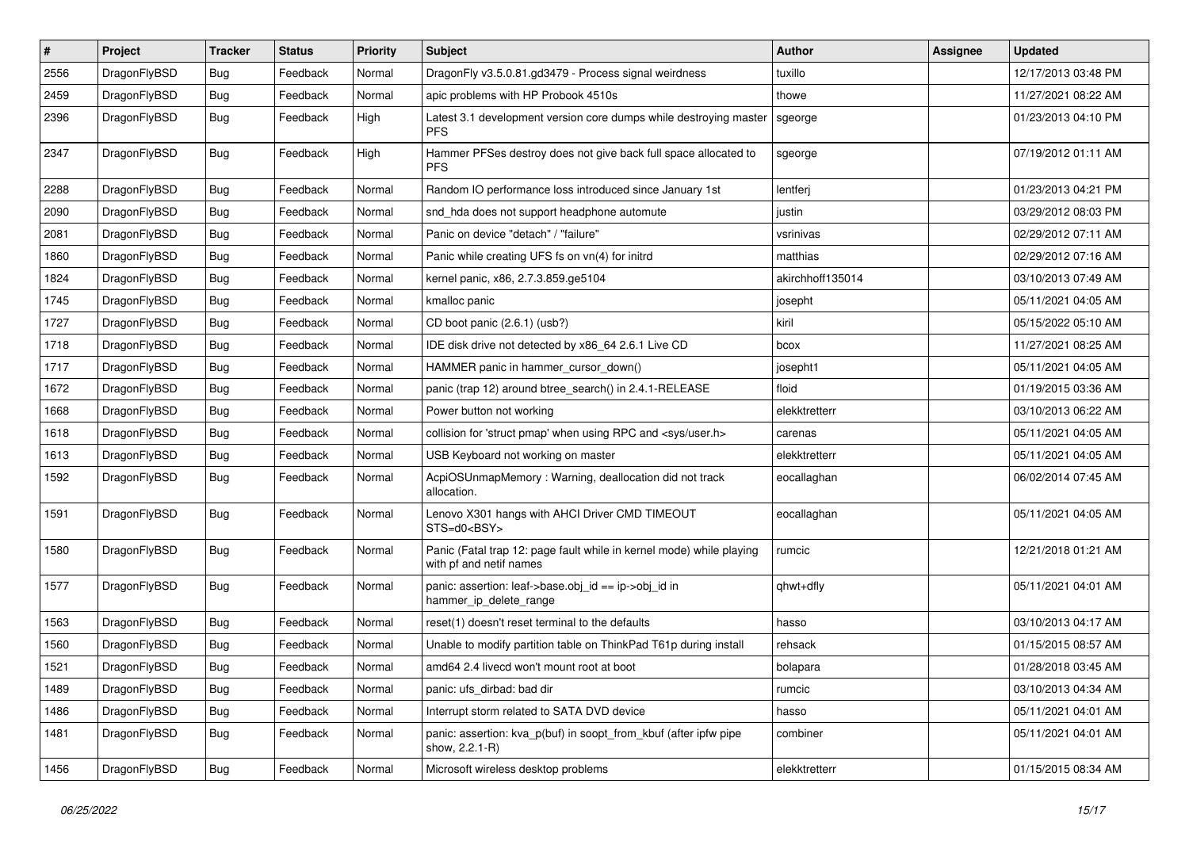| # | Project | Tracker | Status | Priority | Subject | Author | Assignee | Updated |
|---|---|---|---|---|---|---|---|---|
| 2556 | DragonFlyBSD | Bug | Feedback | Normal | DragonFly v3.5.0.81.gd3479 - Process signal weirdness | tuxillo | | 12/17/2013 03:48 PM |
| 2459 | DragonFlyBSD | Bug | Feedback | Normal | apic problems with HP Probook 4510s | thowe | | 11/27/2021 08:22 AM |
| 2396 | DragonFlyBSD | Bug | Feedback | High | Latest 3.1 development version core dumps while destroying master PFS | sgeorge | | 01/23/2013 04:10 PM |
| 2347 | DragonFlyBSD | Bug | Feedback | High | Hammer PFSes destroy does not give back full space allocated to PFS | sgeorge | | 07/19/2012 01:11 AM |
| 2288 | DragonFlyBSD | Bug | Feedback | Normal | Random IO performance loss introduced since January 1st | lentferj | | 01/23/2013 04:21 PM |
| 2090 | DragonFlyBSD | Bug | Feedback | Normal | snd_hda does not support headphone automute | justin | | 03/29/2012 08:03 PM |
| 2081 | DragonFlyBSD | Bug | Feedback | Normal | Panic on device "detach" / "failure" | vsrinivas | | 02/29/2012 07:11 AM |
| 1860 | DragonFlyBSD | Bug | Feedback | Normal | Panic while creating UFS fs on vn(4) for initrd | matthias | | 02/29/2012 07:16 AM |
| 1824 | DragonFlyBSD | Bug | Feedback | Normal | kernel panic, x86, 2.7.3.859.ge5104 | akirchhoff135014 | | 03/10/2013 07:49 AM |
| 1745 | DragonFlyBSD | Bug | Feedback | Normal | kmalloc panic | josepht | | 05/11/2021 04:05 AM |
| 1727 | DragonFlyBSD | Bug | Feedback | Normal | CD boot panic (2.6.1) (usb?) | kiril | | 05/15/2022 05:10 AM |
| 1718 | DragonFlyBSD | Bug | Feedback | Normal | IDE disk drive not detected by x86_64 2.6.1 Live CD | bcox | | 11/27/2021 08:25 AM |
| 1717 | DragonFlyBSD | Bug | Feedback | Normal | HAMMER panic in hammer_cursor_down() | josepht1 | | 05/11/2021 04:05 AM |
| 1672 | DragonFlyBSD | Bug | Feedback | Normal | panic (trap 12) around btree_search() in 2.4.1-RELEASE | floid | | 01/19/2015 03:36 AM |
| 1668 | DragonFlyBSD | Bug | Feedback | Normal | Power button not working | elekktretterr | | 03/10/2013 06:22 AM |
| 1618 | DragonFlyBSD | Bug | Feedback | Normal | collision for 'struct pmap' when using RPC and <sys/user.h> | carenas | | 05/11/2021 04:05 AM |
| 1613 | DragonFlyBSD | Bug | Feedback | Normal | USB Keyboard not working on master | elekktretterr | | 05/11/2021 04:05 AM |
| 1592 | DragonFlyBSD | Bug | Feedback | Normal | AcpiOSUnmapMemory : Warning, deallocation did not track allocation. | eocallaghan | | 06/02/2014 07:45 AM |
| 1591 | DragonFlyBSD | Bug | Feedback | Normal | Lenovo X301 hangs with AHCI Driver CMD TIMEOUT STS=d0<BSY> | eocallaghan | | 05/11/2021 04:05 AM |
| 1580 | DragonFlyBSD | Bug | Feedback | Normal | Panic (Fatal trap 12: page fault while in kernel mode) while playing with pf and netif names | rumcic | | 12/21/2018 01:21 AM |
| 1577 | DragonFlyBSD | Bug | Feedback | Normal | panic: assertion: leaf->base.obj_id == ip->obj_id in hammer_ip_delete_range | qhwt+dfly | | 05/11/2021 04:01 AM |
| 1563 | DragonFlyBSD | Bug | Feedback | Normal | reset(1) doesn't reset terminal to the defaults | hasso | | 03/10/2013 04:17 AM |
| 1560 | DragonFlyBSD | Bug | Feedback | Normal | Unable to modify partition table on ThinkPad T61p during install | rehsack | | 01/15/2015 08:57 AM |
| 1521 | DragonFlyBSD | Bug | Feedback | Normal | amd64 2.4 livecd won't mount root at boot | bolapara | | 01/28/2018 03:45 AM |
| 1489 | DragonFlyBSD | Bug | Feedback | Normal | panic: ufs_dirbad: bad dir | rumcic | | 03/10/2013 04:34 AM |
| 1486 | DragonFlyBSD | Bug | Feedback | Normal | Interrupt storm related to SATA DVD device | hasso | | 05/11/2021 04:01 AM |
| 1481 | DragonFlyBSD | Bug | Feedback | Normal | panic: assertion: kva_p(buf) in soopt_from_kbuf (after ipfw pipe show, 2.2.1-R) | combiner | | 05/11/2021 04:01 AM |
| 1456 | DragonFlyBSD | Bug | Feedback | Normal | Microsoft wireless desktop problems | elekktretterr | | 01/15/2015 08:34 AM |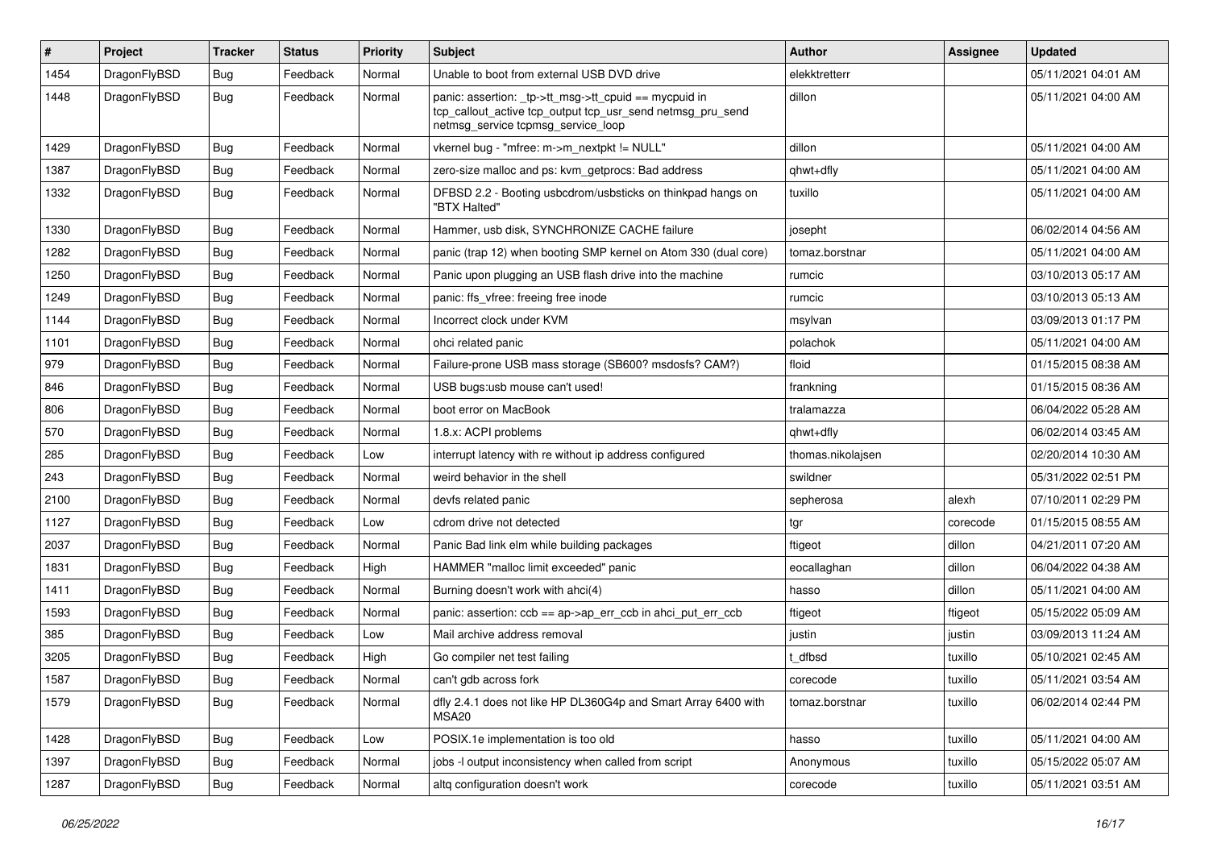| # | Project | Tracker | Status | Priority | Subject | Author | Assignee | Updated |
|---|---|---|---|---|---|---|---|---|
| 1454 | DragonFlyBSD | Bug | Feedback | Normal | Unable to boot from external USB DVD drive | elekktretterr | | 05/11/2021 04:01 AM |
| 1448 | DragonFlyBSD | Bug | Feedback | Normal | panic: assertion: _tp->tt_msg->tt_cpuid == mycpuid in tcp_callout_active tcp_output tcp_usr_send netmsg_pru_send netmsg_service tcpmsg_service_loop | dillon | | 05/11/2021 04:00 AM |
| 1429 | DragonFlyBSD | Bug | Feedback | Normal | vkernel bug - "mfree: m->m_nextpkt != NULL" | dillon | | 05/11/2021 04:00 AM |
| 1387 | DragonFlyBSD | Bug | Feedback | Normal | zero-size malloc and ps: kvm_getprocs: Bad address | qhwt+dfly | | 05/11/2021 04:00 AM |
| 1332 | DragonFlyBSD | Bug | Feedback | Normal | DFBSD 2.2 - Booting usbcdrom/usbsticks on thinkpad hangs on "BTX Halted" | tuxillo | | 05/11/2021 04:00 AM |
| 1330 | DragonFlyBSD | Bug | Feedback | Normal | Hammer, usb disk, SYNCHRONIZE CACHE failure | josepht | | 06/02/2014 04:56 AM |
| 1282 | DragonFlyBSD | Bug | Feedback | Normal | panic (trap 12) when booting SMP kernel on Atom 330 (dual core) | tomaz.borstnar | | 05/11/2021 04:00 AM |
| 1250 | DragonFlyBSD | Bug | Feedback | Normal | Panic upon plugging an USB flash drive into the machine | rumcic | | 03/10/2013 05:17 AM |
| 1249 | DragonFlyBSD | Bug | Feedback | Normal | panic: ffs_vfree: freeing free inode | rumcic | | 03/10/2013 05:13 AM |
| 1144 | DragonFlyBSD | Bug | Feedback | Normal | Incorrect clock under KVM | msylvan | | 03/09/2013 01:17 PM |
| 1101 | DragonFlyBSD | Bug | Feedback | Normal | ohci related panic | polachok | | 05/11/2021 04:00 AM |
| 979 | DragonFlyBSD | Bug | Feedback | Normal | Failure-prone USB mass storage (SB600? msdosfs? CAM?) | floid | | 01/15/2015 08:38 AM |
| 846 | DragonFlyBSD | Bug | Feedback | Normal | USB bugs:usb mouse can't used! | frankning | | 01/15/2015 08:36 AM |
| 806 | DragonFlyBSD | Bug | Feedback | Normal | boot error on MacBook | tralamazza | | 06/04/2022 05:28 AM |
| 570 | DragonFlyBSD | Bug | Feedback | Normal | 1.8.x: ACPI problems | qhwt+dfly | | 06/02/2014 03:45 AM |
| 285 | DragonFlyBSD | Bug | Feedback | Low | interrupt latency with re without ip address configured | thomas.nikolajsen | | 02/20/2014 10:30 AM |
| 243 | DragonFlyBSD | Bug | Feedback | Normal | weird behavior in the shell | swildner | | 05/31/2022 02:51 PM |
| 2100 | DragonFlyBSD | Bug | Feedback | Normal | devfs related panic | sepherosa | alexh | 07/10/2011 02:29 PM |
| 1127 | DragonFlyBSD | Bug | Feedback | Low | cdrom drive not detected | tgr | corecode | 01/15/2015 08:55 AM |
| 2037 | DragonFlyBSD | Bug | Feedback | Normal | Panic Bad link elm while building packages | ftigeot | dillon | 04/21/2011 07:20 AM |
| 1831 | DragonFlyBSD | Bug | Feedback | High | HAMMER "malloc limit exceeded" panic | eocallaghan | dillon | 06/04/2022 04:38 AM |
| 1411 | DragonFlyBSD | Bug | Feedback | Normal | Burning doesn't work with ahci(4) | hasso | dillon | 05/11/2021 04:00 AM |
| 1593 | DragonFlyBSD | Bug | Feedback | Normal | panic: assertion: ccb == ap->ap_err_ccb in ahci_put_err_ccb | ftigeot | ftigeot | 05/15/2022 05:09 AM |
| 385 | DragonFlyBSD | Bug | Feedback | Low | Mail archive address removal | justin | justin | 03/09/2013 11:24 AM |
| 3205 | DragonFlyBSD | Bug | Feedback | High | Go compiler net test failing | t_dfbsd | tuxillo | 05/10/2021 02:45 AM |
| 1587 | DragonFlyBSD | Bug | Feedback | Normal | can't gdb across fork | corecode | tuxillo | 05/11/2021 03:54 AM |
| 1579 | DragonFlyBSD | Bug | Feedback | Normal | dfly 2.4.1 does not like HP DL360G4p and Smart Array 6400 with MSA20 | tomaz.borstnar | tuxillo | 06/02/2014 02:44 PM |
| 1428 | DragonFlyBSD | Bug | Feedback | Low | POSIX.1e implementation is too old | hasso | tuxillo | 05/11/2021 04:00 AM |
| 1397 | DragonFlyBSD | Bug | Feedback | Normal | jobs -l output inconsistency when called from script | Anonymous | tuxillo | 05/15/2022 05:07 AM |
| 1287 | DragonFlyBSD | Bug | Feedback | Normal | altq configuration doesn't work | corecode | tuxillo | 05/11/2021 03:51 AM |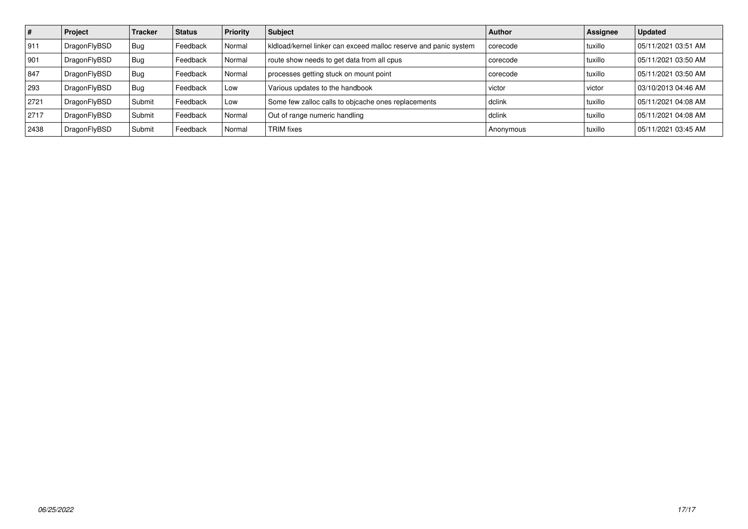| # | Project | Tracker | Status | Priority | Subject | Author | Assignee | Updated |
|---|---|---|---|---|---|---|---|---|
| 911 | DragonFlyBSD | Bug | Feedback | Normal | kldload/kernel linker can exceed malloc reserve and panic system | corecode | tuxillo | 05/11/2021 03:51 AM |
| 901 | DragonFlyBSD | Bug | Feedback | Normal | route show needs to get data from all cpus | corecode | tuxillo | 05/11/2021 03:50 AM |
| 847 | DragonFlyBSD | Bug | Feedback | Normal | processes getting stuck on mount point | corecode | tuxillo | 05/11/2021 03:50 AM |
| 293 | DragonFlyBSD | Bug | Feedback | Low | Various updates to the handbook | victor | victor | 03/10/2013 04:46 AM |
| 2721 | DragonFlyBSD | Submit | Feedback | Low | Some few zalloc calls to objcache ones replacements | dclink | tuxillo | 05/11/2021 04:08 AM |
| 2717 | DragonFlyBSD | Submit | Feedback | Normal | Out of range numeric handling | dclink | tuxillo | 05/11/2021 04:08 AM |
| 2438 | DragonFlyBSD | Submit | Feedback | Normal | TRIM fixes | Anonymous | tuxillo | 05/11/2021 03:45 AM |